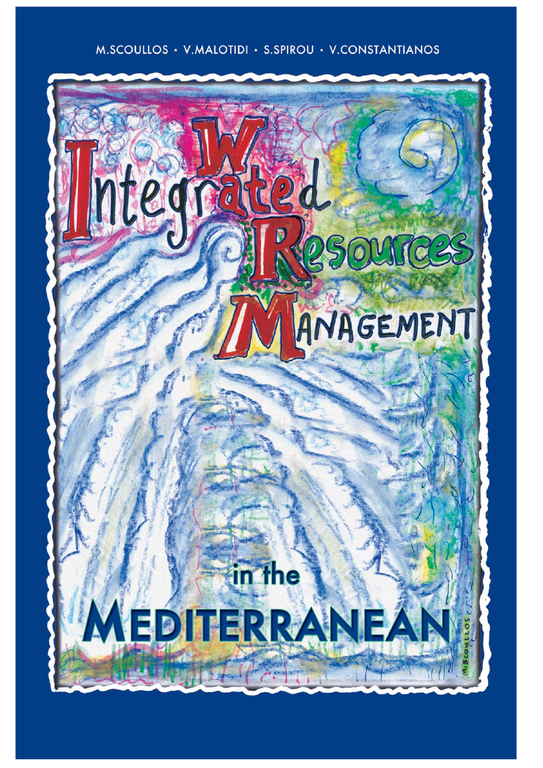M.SCOULLOS • V.MALOTIDI • S.SPIROU • V.CONSTANTIANOS

# Integrated Water Resources Management in the Mediterranean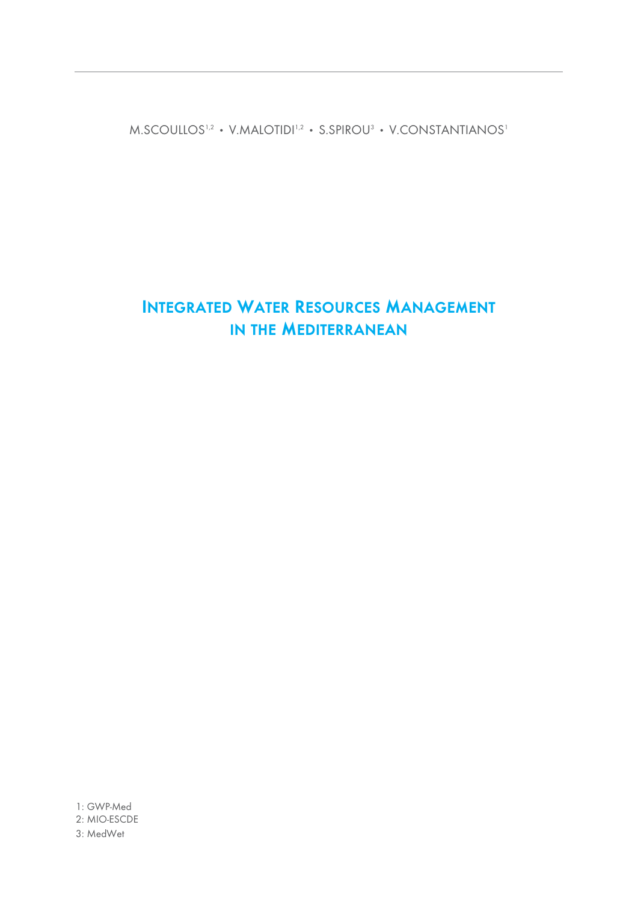M.SCOULLOS[1,2] • V.MALOTIDI[1,2] • S.SPIROU[3] • V.CONSTANTIANOS[1]

# Integrated Water Resources Management in the Mediterranean

1: GWP-Med
2: MIO-ESCDE
3: MedWet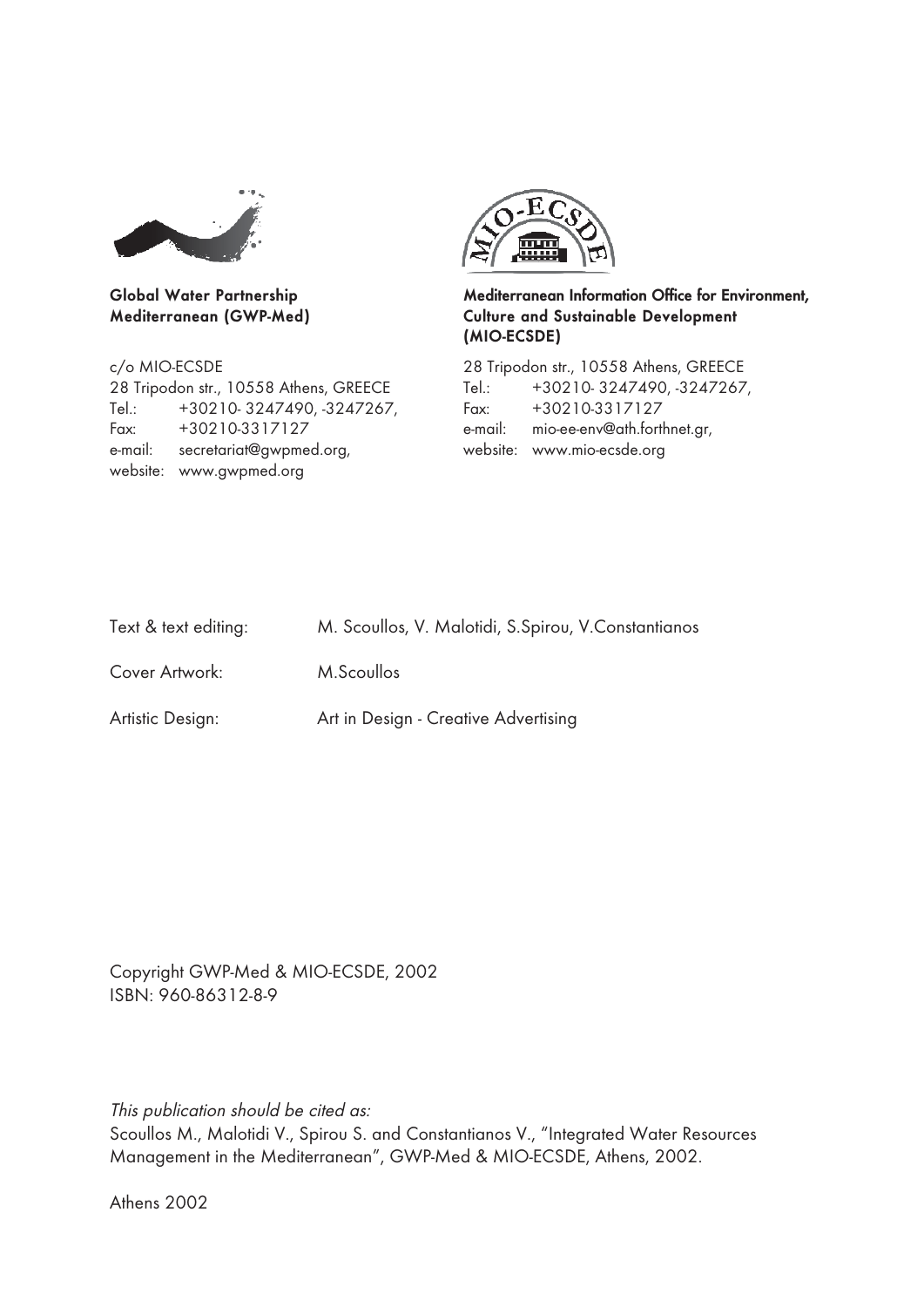**Global Water Partnership**
**Mediterranean (GWP-Med)**

c/o MIO-ECSDE
28 Tripodon str., 10558 Athens, GREECE
Tel.: +30210- 3247490, -3247267,
Fax: +30210-3317127
e-mail: secretariat@gwpmed.org,
website: www.gwpmed.org

**Mediterranean Information Office for Environment, Culture and Sustainable Development (MIO-ECSDE)**

28 Tripodon str., 10558 Athens, GREECE
Tel.: +30210- 3247490, -3247267,
Fax: +30210-3317127
e-mail: mio-ee-env@ath.forthnet.gr,
website: www.mio-ecsde.org

Text & text editing: M. Scoullos, V. Malotidi, S.Spirou, V.Constantianos

Cover Artwork: M.Scoullos

Artistic Design: Art in Design - Creative Advertising

Copyright GWP-Med & MIO-ECSDE, 2002
ISBN: 960-86312-8-9

*This publication should be cited as:*
Scoullos M., Malotidi V., Spirou S. and Constantianos V., "Integrated Water Resources Management in the Mediterranean", GWP-Med & MIO-ECSDE, Athens, 2002.

Athens 2002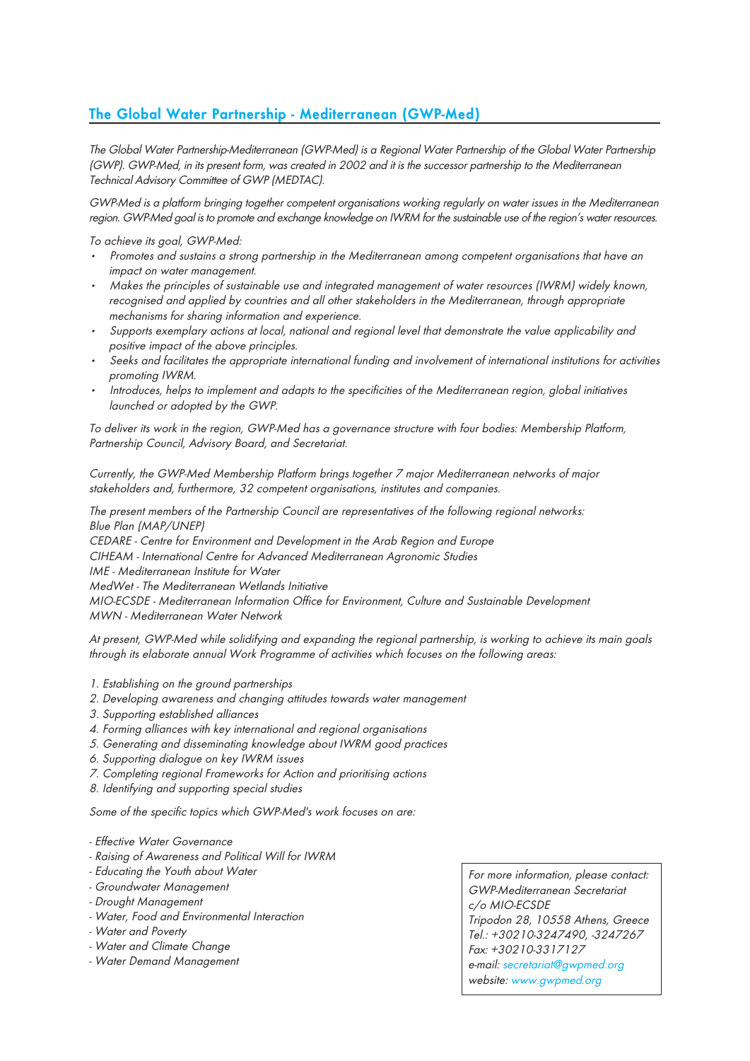## The Global Water Partnership - Mediterranean (GWP-Med)

*The Global Water Partnership-Mediterranean (GWP-Med) is a Regional Water Partnership of the Global Water Partnership (GWP). GWP-Med, in its present form, was created in 2002 and it is the successor partnership to the Mediterranean Technical Advisory Committee of GWP (MEDTAC).*

*GWP-Med is a platform bringing together competent organisations working regularly on water issues in the Mediterranean region. GWP-Med goal is to promote and exchange knowledge on IWRM for the sustainable use of the region's water resources.*

*To achieve its goal, GWP-Med:*

- *Promotes and sustains a strong partnership in the Mediterranean among competent organisations that have an impact on water management.*
- *Makes the principles of sustainable use and integrated management of water resources (IWRM) widely known, recognised and applied by countries and all other stakeholders in the Mediterranean, through appropriate mechanisms for sharing information and experience.*
- *Supports exemplary actions at local, national and regional level that demonstrate the value applicability and positive impact of the above principles.*
- *Seeks and facilitates the appropriate international funding and involvement of international institutions for activities promoting IWRM.*
- *Introduces, helps to implement and adapts to the specificities of the Mediterranean region, global initiatives launched or adopted by the GWP.*

*To deliver its work in the region, GWP-Med has a governance structure with four bodies: Membership Platform, Partnership Council, Advisory Board, and Secretariat.*

*Currently, the GWP-Med Membership Platform brings together 7 major Mediterranean networks of major stakeholders and, furthermore, 32 competent organisations, institutes and companies.*

*The present members of the Partnership Council are representatives of the following regional networks:*
*Blue Plan (MAP/UNEP)*
*CEDARE - Centre for Environment and Development in the Arab Region and Europe*
*CIHEAM - International Centre for Advanced Mediterranean Agronomic Studies*
*IME - Mediterranean Institute for Water*
*MedWet - The Mediterranean Wetlands Initiative*
*MIO-ECSDE - Mediterranean Information Office for Environment, Culture and Sustainable Development*
*MWN - Mediterranean Water Network*

*At present, GWP-Med while solidifying and expanding the regional partnership, is working to achieve its main goals through its elaborate annual Work Programme of activities which focuses on the following areas:*

1. *Establishing on the ground partnerships*
2. *Developing awareness and changing attitudes towards water management*
3. *Supporting established alliances*
4. *Forming alliances with key international and regional organisations*
5. *Generating and disseminating knowledge about IWRM good practices*
6. *Supporting dialogue on key IWRM issues*
7. *Completing regional Frameworks for Action and prioritising actions*
8. *Identifying and supporting special studies*

*Some of the specific topics which GWP-Med's work focuses on are:*

- *Effective Water Governance*
- *Raising of Awareness and Political Will for IWRM*
- *Educating the Youth about Water*
- *Groundwater Management*
- *Drought Management*
- *Water, Food and Environmental Interaction*
- *Water and Poverty*
- *Water and Climate Change*
- *Water Demand Management*

*For more information, please contact:*
*GWP-Mediterranean Secretariat*
*c/o MIO-ECSDE*
*Tripodon 28, 10558 Athens, Greece*
*Tel.: +30210-3247490, -3247267*
*Fax: +30210-3317127*
*e-mail: secretariat@gwpmed.org*
*website: www.gwpmed.org*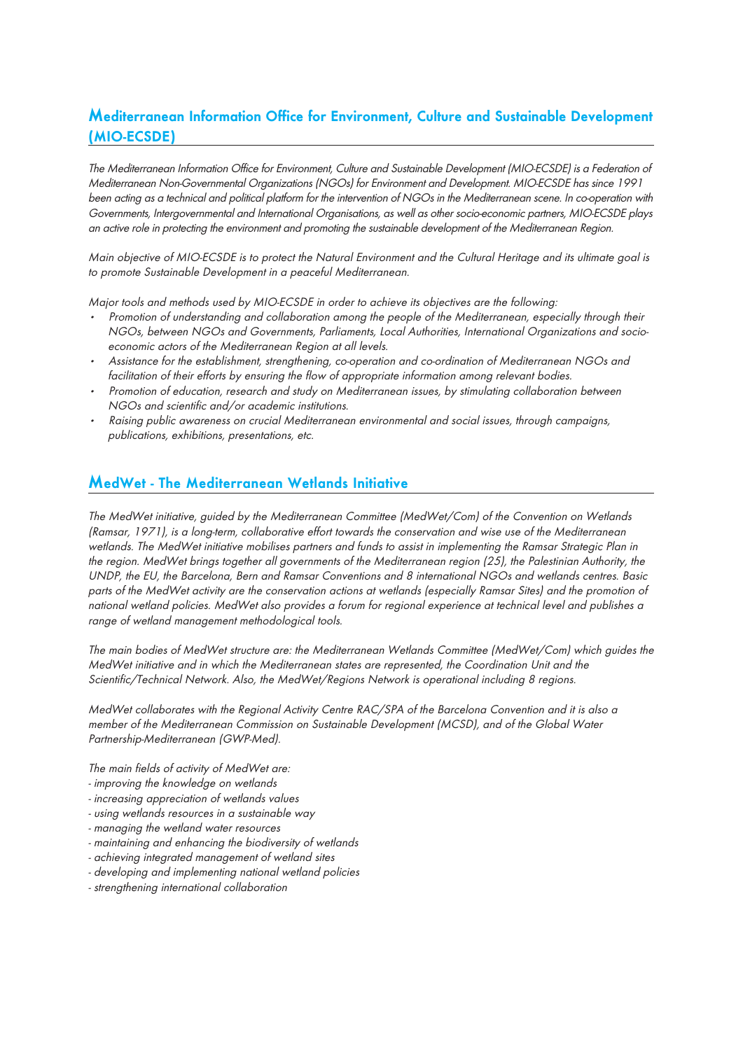## Mediterranean Information Office for Environment, Culture and Sustainable Development (MIO-ECSDE)

*The Mediterranean Information Office for Environment, Culture and Sustainable Development (MIO-ECSDE) is a Federation of Mediterranean Non-Governmental Organizations (NGOs) for Environment and Development. MIO-ECSDE has since 1991 been acting as a technical and political platform for the intervention of NGOs in the Mediterranean scene. In co-operation with Governments, Intergovernmental and International Organisations, as well as other socio-economic partners, MIO-ECSDE plays an active role in protecting the environment and promoting the sustainable development of the Mediterranean Region.*

*Main objective of MIO-ECSDE is to protect the Natural Environment and the Cultural Heritage and its ultimate goal is to promote Sustainable Development in a peaceful Mediterranean.*

*Major tools and methods used by MIO-ECSDE in order to achieve its objectives are the following:*

- *Promotion of understanding and collaboration among the people of the Mediterranean, especially through their NGOs, between NGOs and Governments, Parliaments, Local Authorities, International Organizations and socio-economic actors of the Mediterranean Region at all levels.*
- *Assistance for the establishment, strengthening, co-operation and co-ordination of Mediterranean NGOs and facilitation of their efforts by ensuring the flow of appropriate information among relevant bodies.*
- *Promotion of education, research and study on Mediterranean issues, by stimulating collaboration between NGOs and scientific and/or academic institutions.*
- *Raising public awareness on crucial Mediterranean environmental and social issues, through campaigns, publications, exhibitions, presentations, etc.*

## MedWet - The Mediterranean Wetlands Initiative

*The MedWet initiative, guided by the Mediterranean Committee (MedWet/Com) of the Convention on Wetlands (Ramsar, 1971), is a long-term, collaborative effort towards the conservation and wise use of the Mediterranean wetlands. The MedWet initiative mobilises partners and funds to assist in implementing the Ramsar Strategic Plan in the region. MedWet brings together all governments of the Mediterranean region (25), the Palestinian Authority, the UNDP, the EU, the Barcelona, Bern and Ramsar Conventions and 8 international NGOs and wetlands centres. Basic parts of the MedWet activity are the conservation actions at wetlands (especially Ramsar Sites) and the promotion of national wetland policies. MedWet also provides a forum for regional experience at technical level and publishes a range of wetland management methodological tools.*

*The main bodies of MedWet structure are: the Mediterranean Wetlands Committee (MedWet/Com) which guides the MedWet initiative and in which the Mediterranean states are represented, the Coordination Unit and the Scientific/Technical Network. Also, the MedWet/Regions Network is operational including 8 regions.*

*MedWet collaborates with the Regional Activity Centre RAC/SPA of the Barcelona Convention and it is also a member of the Mediterranean Commission on Sustainable Development (MCSD), and of the Global Water Partnership-Mediterranean (GWP-Med).*

*The main fields of activity of MedWet are:*

- *improving the knowledge on wetlands*
- *increasing appreciation of wetlands values*
- *using wetlands resources in a sustainable way*
- *managing the wetland water resources*
- *maintaining and enhancing the biodiversity of wetlands*
- *achieving integrated management of wetland sites*
- *developing and implementing national wetland policies*
- *strengthening international collaboration*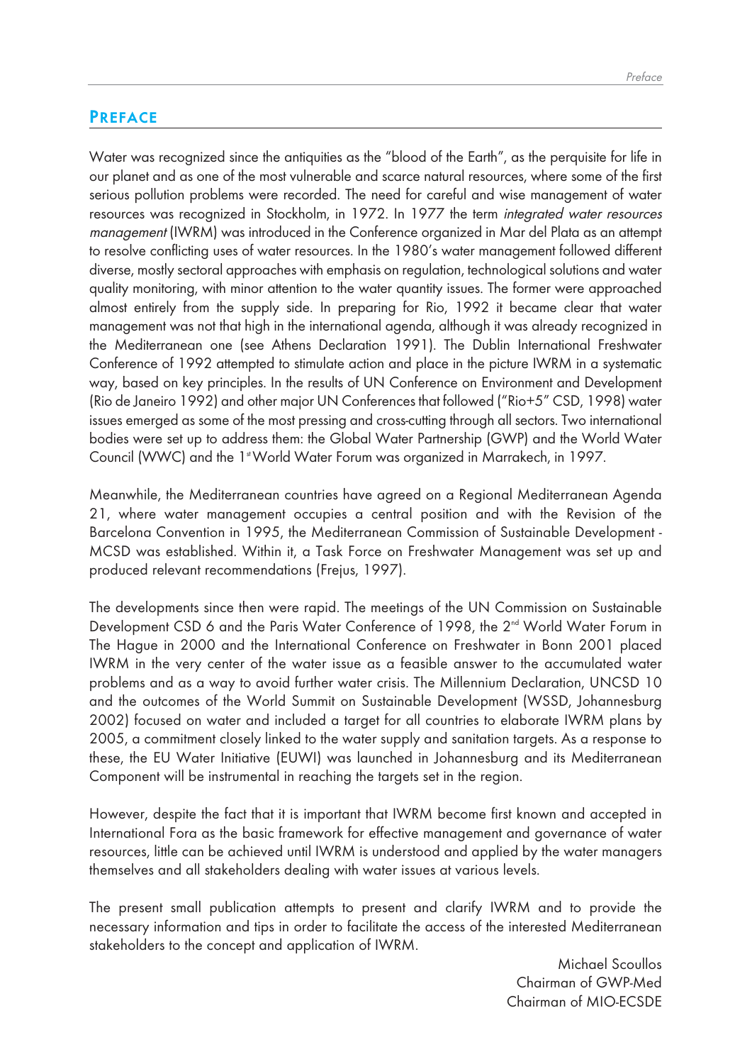# PREFACE

Water was recognized since the antiquities as the "blood of the Earth", as the perquisite for life in our planet and as one of the most vulnerable and scarce natural resources, where some of the first serious pollution problems were recorded. The need for careful and wise management of water resources was recognized in Stockholm, in 1972. In 1977 the term *integrated water resources management* (IWRM) was introduced in the Conference organized in Mar del Plata as an attempt to resolve conflicting uses of water resources. In the 1980's water management followed different diverse, mostly sectoral approaches with emphasis on regulation, technological solutions and water quality monitoring, with minor attention to the water quantity issues. The former were approached almost entirely from the supply side. In preparing for Rio, 1992 it became clear that water management was not that high in the international agenda, although it was already recognized in the Mediterranean one (see Athens Declaration 1991). The Dublin International Freshwater Conference of 1992 attempted to stimulate action and place in the picture IWRM in a systematic way, based on key principles. In the results of UN Conference on Environment and Development (Rio de Janeiro 1992) and other major UN Conferences that followed ("Rio+5" CSD, 1998) water issues emerged as some of the most pressing and cross-cutting through all sectors. Two international bodies were set up to address them: the Global Water Partnership (GWP) and the World Water Council (WWC) and the 1st World Water Forum was organized in Marrakech, in 1997.

Meanwhile, the Mediterranean countries have agreed on a Regional Mediterranean Agenda 21, where water management occupies a central position and with the Revision of the Barcelona Convention in 1995, the Mediterranean Commission of Sustainable Development - MCSD was established. Within it, a Task Force on Freshwater Management was set up and produced relevant recommendations (Frejus, 1997).

The developments since then were rapid. The meetings of the UN Commission on Sustainable Development CSD 6 and the Paris Water Conference of 1998, the 2nd World Water Forum in The Hague in 2000 and the International Conference on Freshwater in Bonn 2001 placed IWRM in the very center of the water issue as a feasible answer to the accumulated water problems and as a way to avoid further water crisis. The Millennium Declaration, UNCSD 10 and the outcomes of the World Summit on Sustainable Development (WSSD, Johannesburg 2002) focused on water and included a target for all countries to elaborate IWRM plans by 2005, a commitment closely linked to the water supply and sanitation targets. As a response to these, the EU Water Initiative (EUWI) was launched in Johannesburg and its Mediterranean Component will be instrumental in reaching the targets set in the region.

However, despite the fact that it is important that IWRM become first known and accepted in International Fora as the basic framework for effective management and governance of water resources, little can be achieved until IWRM is understood and applied by the water managers themselves and all stakeholders dealing with water issues at various levels.

The present small publication attempts to present and clarify IWRM and to provide the necessary information and tips in order to facilitate the access of the interested Mediterranean stakeholders to the concept and application of IWRM.

Michael Scoullos
Chairman of GWP-Med
Chairman of MIO-ECSDE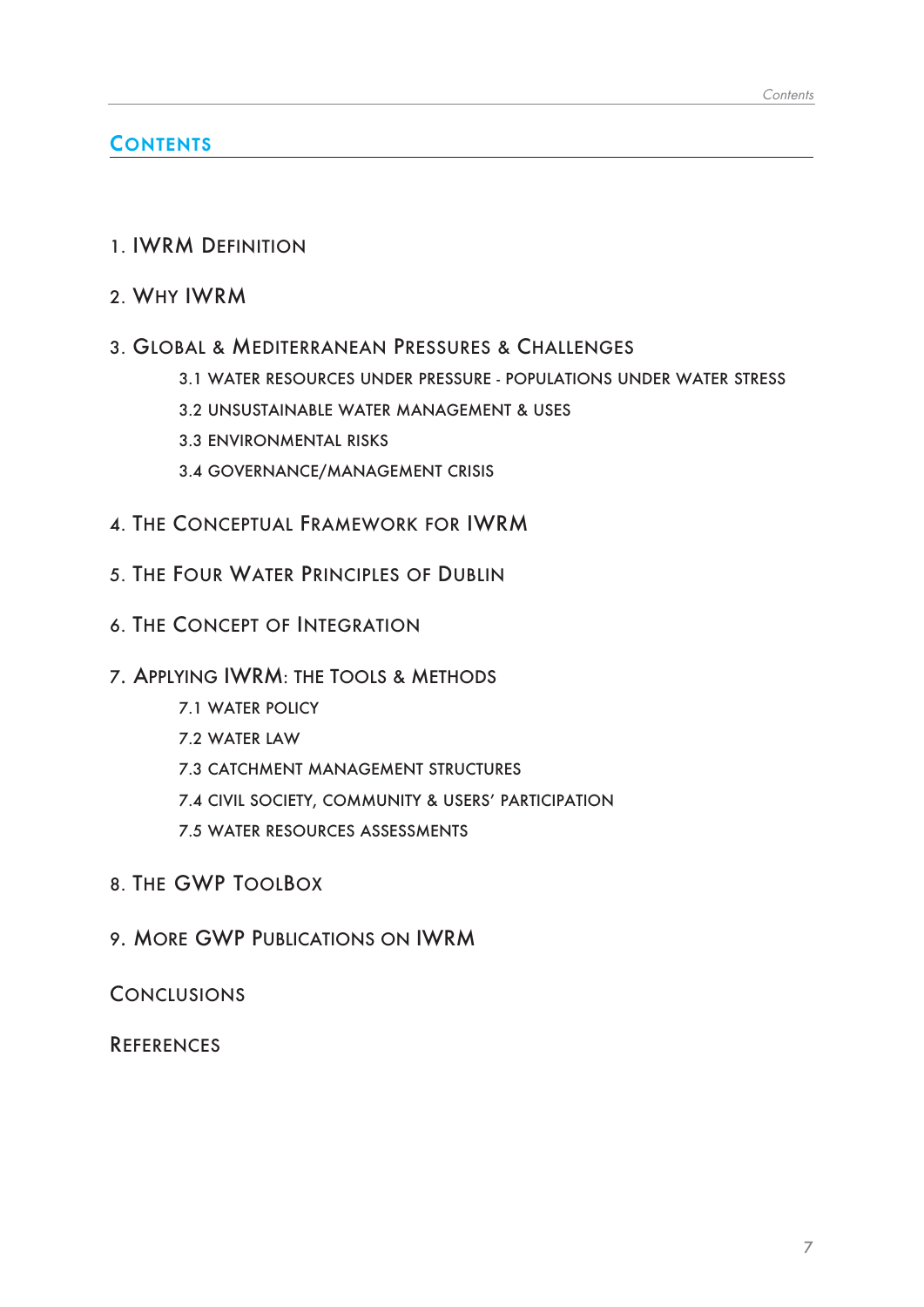# Contents

1. IWRM Definition

2. Why IWRM

3. Global & Mediterranean Pressures & Challenges
   - 3.1 Water resources under pressure - populations under water stress
   - 3.2 Unsustainable water management & uses
   - 3.3 Environmental risks
   - 3.4 Governance/management crisis

4. The Conceptual Framework for IWRM

5. The Four Water Principles of Dublin

6. The Concept of Integration

7. Applying IWRM: the Tools & Methods
   - 7.1 Water policy
   - 7.2 Water law
   - 7.3 Catchment management structures
   - 7.4 Civil society, community & users' participation
   - 7.5 Water resources assessments

8. The GWP ToolBox

9. More GWP Publications on IWRM

Conclusions

References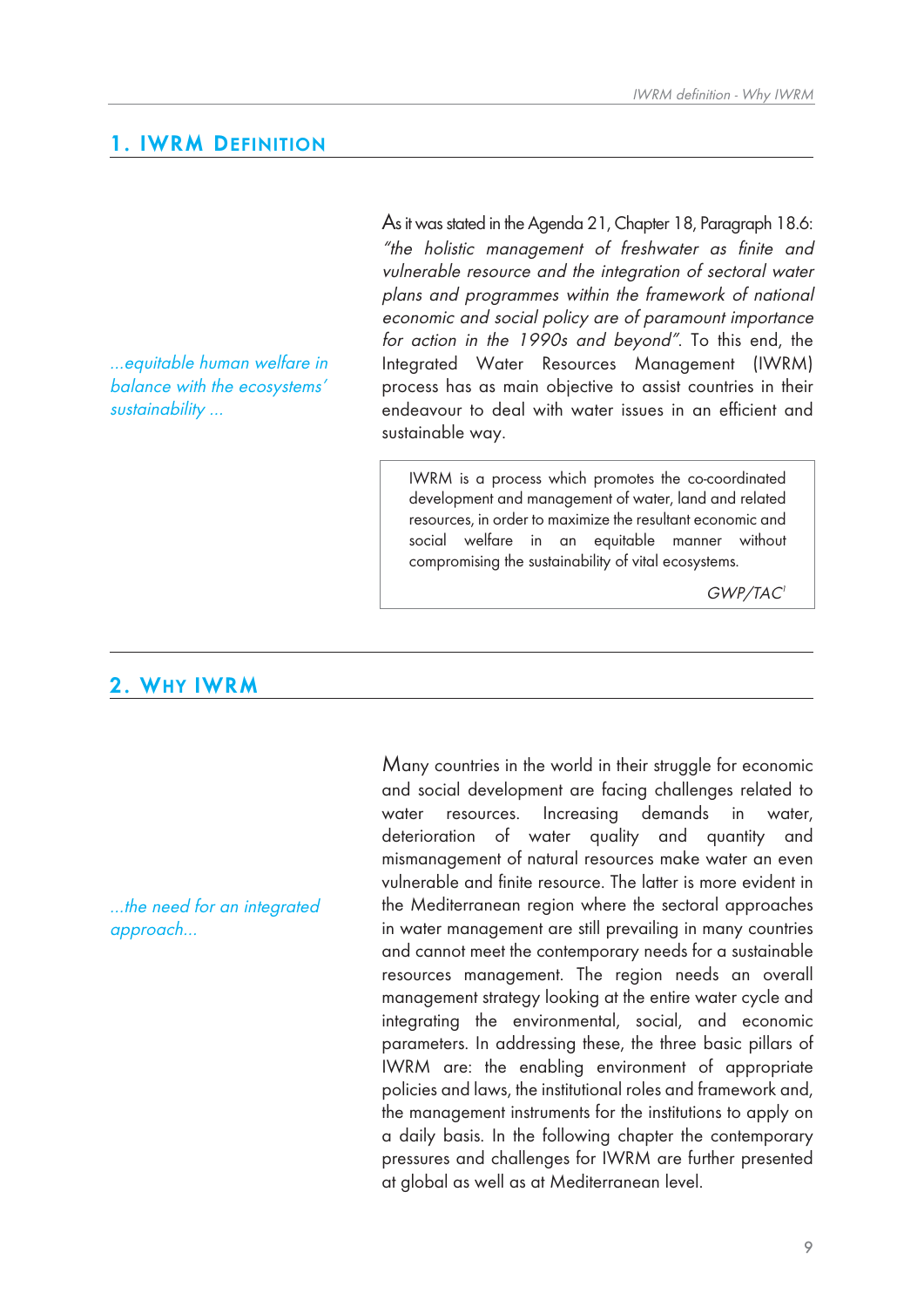## 1. IWRM Definition

*...equitable human welfare in balance with the ecosystems' sustainability ...*

As it was stated in the Agenda 21, Chapter 18, Paragraph 18.6: *"the holistic management of freshwater as finite and vulnerable resource and the integration of sectoral water plans and programmes within the framework of national economic and social policy are of paramount importance for action in the 1990s and beyond"*. To this end, the Integrated Water Resources Management (IWRM) process has as main objective to assist countries in their endeavour to deal with water issues in an efficient and sustainable way.

> IWRM is a process which promotes the co-coordinated development and management of water, land and related resources, in order to maximize the resultant economic and social welfare in an equitable manner without compromising the sustainability of vital ecosystems.
>
> *GWP/TAC*[1]

## 2. Why IWRM

*...the need for an integrated approach...*

Many countries in the world in their struggle for economic and social development are facing challenges related to water resources. Increasing demands in water, deterioration of water quality and quantity and mismanagement of natural resources make water an even vulnerable and finite resource. The latter is more evident in the Mediterranean region where the sectoral approaches in water management are still prevailing in many countries and cannot meet the contemporary needs for a sustainable resources management. The region needs an overall management strategy looking at the entire water cycle and integrating the environmental, social, and economic parameters. In addressing these, the three basic pillars of IWRM are: the enabling environment of appropriate policies and laws, the institutional roles and framework and, the management instruments for the institutions to apply on a daily basis. In the following chapter the contemporary pressures and challenges for IWRM are further presented at global as well as at Mediterranean level.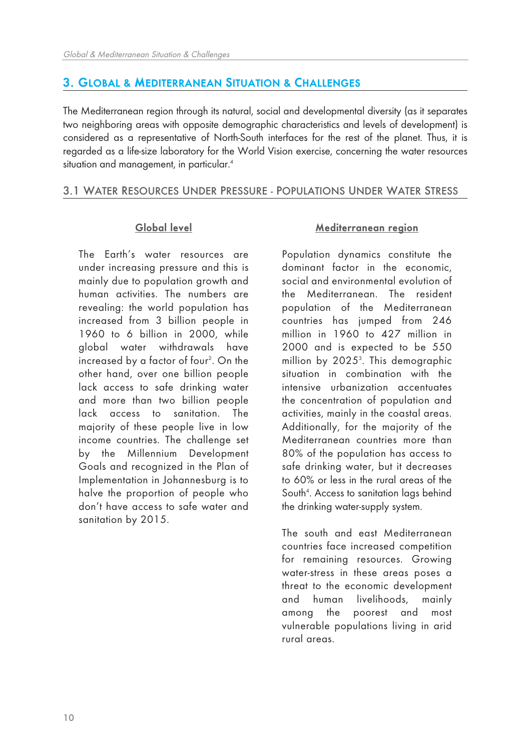## 3. Global & Mediterranean Situation & Challenges

The Mediterranean region through its natural, social and developmental diversity (as it separates two neighboring areas with opposite demographic characteristics and levels of development) is considered as a representative of North-South interfaces for the rest of the planet. Thus, it is regarded as a life-size laboratory for the World Vision exercise, concerning the water resources situation and management, in particular.[4]

### 3.1 Water Resources Under Pressure - Populations Under Water Stress

**Global level**

The Earth's water resources are under increasing pressure and this is mainly due to population growth and human activities. The numbers are revealing: the world population has increased from 3 billion people in 1960 to 6 billion in 2000, while global water withdrawals have increased by a factor of four[2]. On the other hand, over one billion people lack access to safe drinking water and more than two billion people lack access to sanitation. The majority of these people live in low income countries. The challenge set by the Millennium Development Goals and recognized in the Plan of Implementation in Johannesburg is to halve the proportion of people who don't have access to safe water and sanitation by 2015.

**Mediterranean region**

Population dynamics constitute the dominant factor in the economic, social and environmental evolution of the Mediterranean. The resident population of the Mediterranean countries has jumped from 246 million in 1960 to 427 million in 2000 and is expected to be 550 million by 2025[3]. This demographic situation in combination with the intensive urbanization accentuates the concentration of population and activities, mainly in the coastal areas. Additionally, for the majority of the Mediterranean countries more than 80% of the population has access to safe drinking water, but it decreases to 60% or less in the rural areas of the South[4]. Access to sanitation lags behind the drinking water-supply system.

The south and east Mediterranean countries face increased competition for remaining resources. Growing water-stress in these areas poses a threat to the economic development and human livelihoods, mainly among the poorest and most vulnerable populations living in arid rural areas.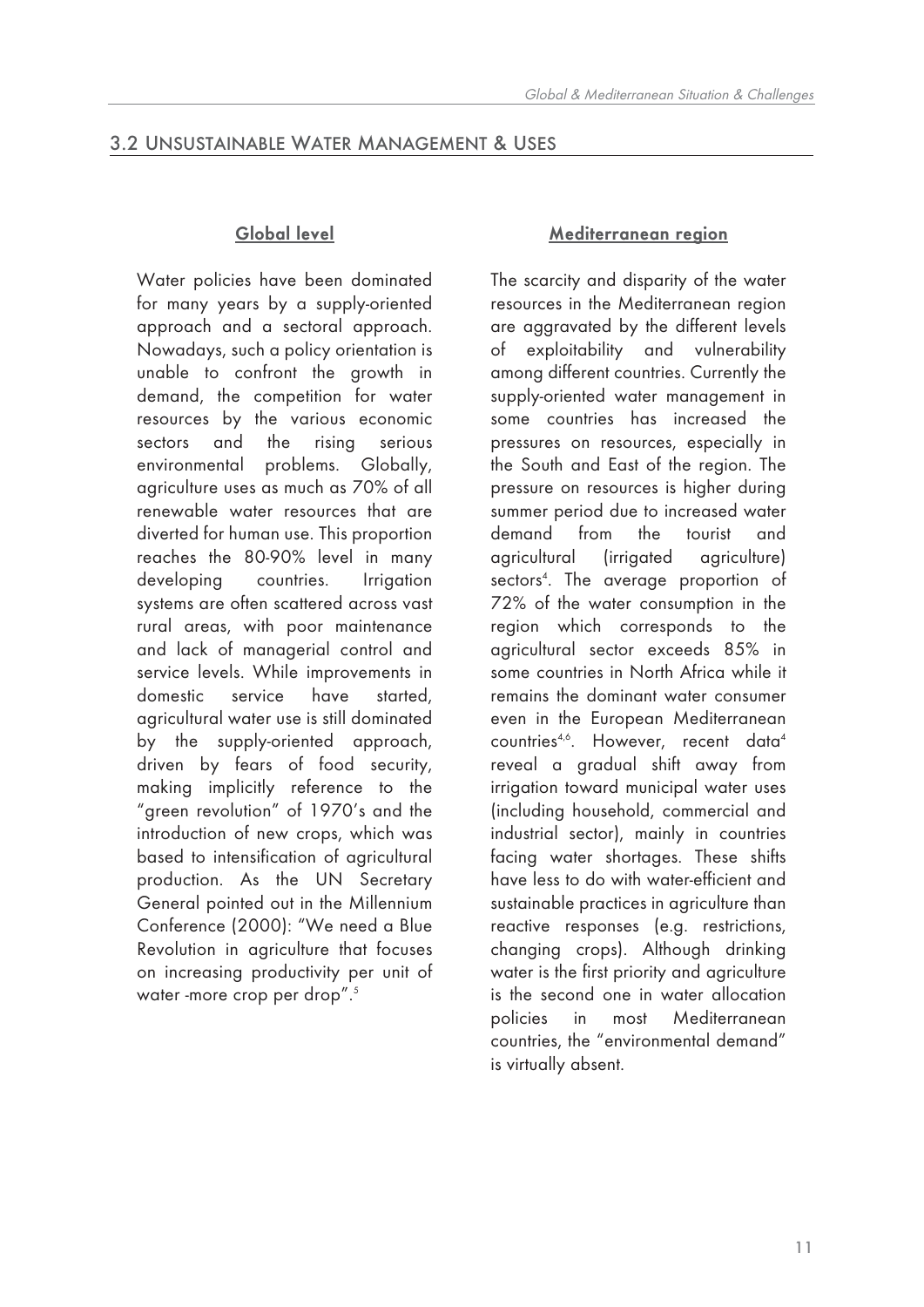## 3.2 Unsustainable Water Management & Uses

### Global level

Water policies have been dominated for many years by a supply-oriented approach and a sectoral approach. Nowadays, such a policy orientation is unable to confront the growth in demand, the competition for water resources by the various economic sectors and the rising serious environmental problems. Globally, agriculture uses as much as 70% of all renewable water resources that are diverted for human use. This proportion reaches the 80-90% level in many developing countries. Irrigation systems are often scattered across vast rural areas, with poor maintenance and lack of managerial control and service levels. While improvements in domestic service have started, agricultural water use is still dominated by the supply-oriented approach, driven by fears of food security, making implicitly reference to the "green revolution" of 1970's and the introduction of new crops, which was based to intensification of agricultural production. As the UN Secretary General pointed out in the Millennium Conference (2000): "We need a Blue Revolution in agriculture that focuses on increasing productivity per unit of water -more crop per drop".[5]

### Mediterranean region

The scarcity and disparity of the water resources in the Mediterranean region are aggravated by the different levels of exploitability and vulnerability among different countries. Currently the supply-oriented water management in some countries has increased the pressures on resources, especially in the South and East of the region. The pressure on resources is higher during summer period due to increased water demand from the tourist and agricultural (irrigated agriculture) sectors[4]. The average proportion of 72% of the water consumption in the region which corresponds to the agricultural sector exceeds 85% in some countries in North Africa while it remains the dominant water consumer even in the European Mediterranean countries[4,6]. However, recent data[4] reveal a gradual shift away from irrigation toward municipal water uses (including household, commercial and industrial sector), mainly in countries facing water shortages. These shifts have less to do with water-efficient and sustainable practices in agriculture than reactive responses (e.g. restrictions, changing crops). Although drinking water is the first priority and agriculture is the second one in water allocation policies in most Mediterranean countries, the "environmental demand" is virtually absent.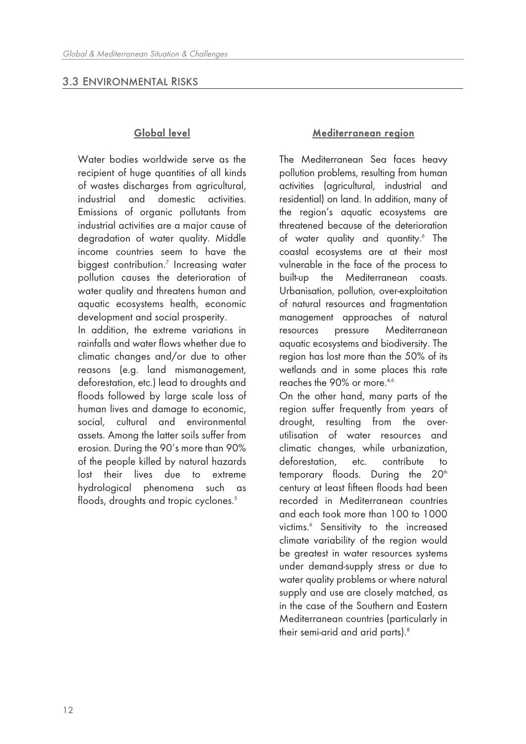## 3.3 Environmental Risks

### Global level

Water bodies worldwide serve as the recipient of huge quantities of all kinds of wastes discharges from agricultural, industrial and domestic activities. Emissions of organic pollutants from industrial activities are a major cause of degradation of water quality. Middle income countries seem to have the biggest contribution.[7] Increasing water pollution causes the deterioration of water quality and threatens human and aquatic ecosystems health, economic development and social prosperity.

In addition, the extreme variations in rainfalls and water flows whether due to climatic changes and/or due to other reasons (e.g. land mismanagement, deforestation, etc.) lead to droughts and floods followed by large scale loss of human lives and damage to economic, social, cultural and environmental assets. Among the latter soils suffer from erosion. During the 90's more than 90% of the people killed by natural hazards lost their lives due to extreme hydrological phenomena such as floods, droughts and tropic cyclones.[5]

### Mediterranean region

The Mediterranean Sea faces heavy pollution problems, resulting from human activities (agricultural, industrial and residential) on land. In addition, many of the region's aquatic ecosystems are threatened because of the deterioration of water quality and quantity.[6] The coastal ecosystems are at their most vulnerable in the face of the process to built-up the Mediterranean coasts. Urbanisation, pollution, over-exploitation of natural resources and fragmentation management approaches of natural resources pressure Mediterranean aquatic ecosystems and biodiversity. The region has lost more than the 50% of its wetlands and in some places this rate reaches the 90% or more.[4,6]

On the other hand, many parts of the region suffer frequently from years of drought, resulting from the over-utilisation of water resources and climatic changes, while urbanization, deforestation, etc. contribute to temporary floods. During the 20th century at least fifteen floods had been recorded in Mediterranean countries and each took more than 100 to 1000 victims.[6] Sensitivity to the increased climate variability of the region would be greatest in water resources systems under demand-supply stress or due to water quality problems or where natural supply and use are closely matched, as in the case of the Southern and Eastern Mediterranean countries (particularly in their semi-arid and arid parts).[8]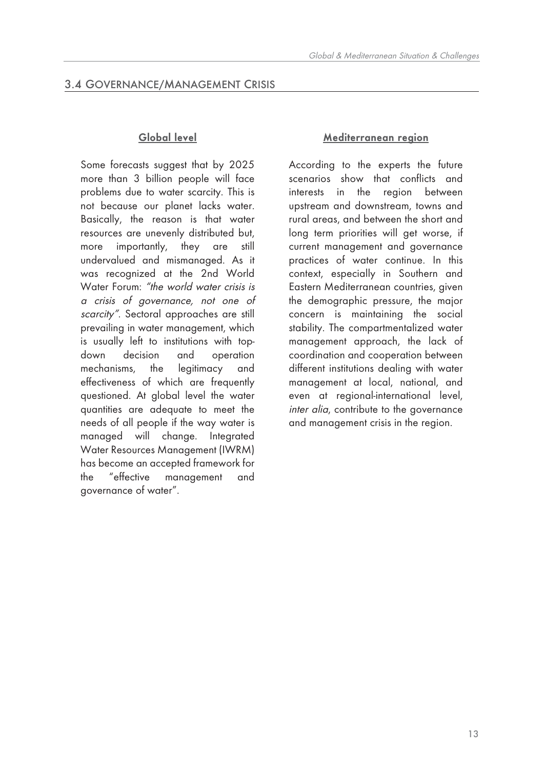## 3.4 GOVERNANCE/MANAGEMENT CRISIS

### Global level

Some forecasts suggest that by 2025 more than 3 billion people will face problems due to water scarcity. This is not because our planet lacks water. Basically, the reason is that water resources are unevenly distributed but, more importantly, they are still undervalued and mismanaged. As it was recognized at the 2nd World Water Forum: *"the world water crisis is a crisis of governance, not one of scarcity"*. Sectoral approaches are still prevailing in water management, which is usually left to institutions with top-down decision and operation mechanisms, the legitimacy and effectiveness of which are frequently questioned. At global level the water quantities are adequate to meet the needs of all people if the way water is managed will change. Integrated Water Resources Management (IWRM) has become an accepted framework for the "effective management and governance of water".

### Mediterranean region

According to the experts the future scenarios show that conflicts and interests in the region between upstream and downstream, towns and rural areas, and between the short and long term priorities will get worse, if current management and governance practices of water continue. In this context, especially in Southern and Eastern Mediterranean countries, given the demographic pressure, the major concern is maintaining the social stability. The compartmentalized water management approach, the lack of coordination and cooperation between different institutions dealing with water management at local, national, and even at regional-international level, *inter alia*, contribute to the governance and management crisis in the region.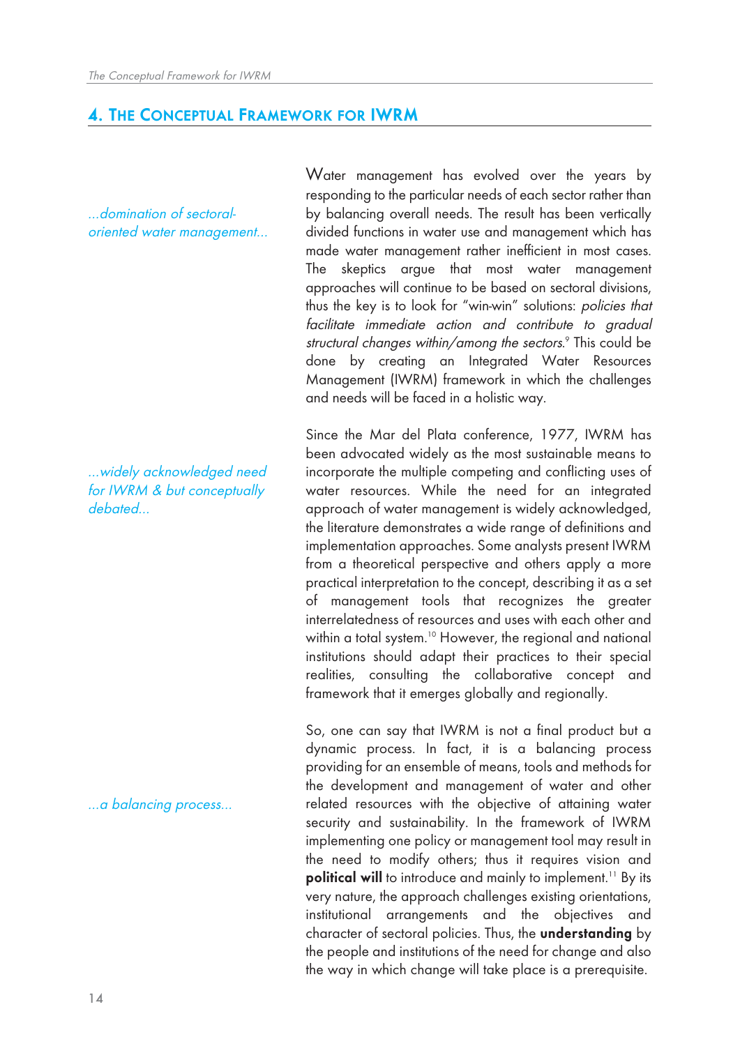## 4. The Conceptual Framework for IWRM

*...domination of sectoral-oriented water management...*

Water management has evolved over the years by responding to the particular needs of each sector rather than by balancing overall needs. The result has been vertically divided functions in water use and management which has made water management rather inefficient in most cases. The skeptics argue that most water management approaches will continue to be based on sectoral divisions, thus the key is to look for "win-win" solutions: *policies that facilitate immediate action and contribute to gradual structural changes within/among the sectors*.[9] This could be done by creating an Integrated Water Resources Management (IWRM) framework in which the challenges and needs will be faced in a holistic way.

*...widely acknowledged need for IWRM & but conceptually debated...*

Since the Mar del Plata conference, 1977, IWRM has been advocated widely as the most sustainable means to incorporate the multiple competing and conflicting uses of water resources. While the need for an integrated approach of water management is widely acknowledged, the literature demonstrates a wide range of definitions and implementation approaches. Some analysts present IWRM from a theoretical perspective and others apply a more practical interpretation to the concept, describing it as a set of management tools that recognizes the greater interrelatedness of resources and uses with each other and within a total system.[10] However, the regional and national institutions should adapt their practices to their special realities, consulting the collaborative concept and framework that it emerges globally and regionally.

*...a balancing process...*

So, one can say that IWRM is not a final product but a dynamic process. In fact, it is a balancing process providing for an ensemble of means, tools and methods for the development and management of water and other related resources with the objective of attaining water security and sustainability. In the framework of IWRM implementing one policy or management tool may result in the need to modify others; thus it requires vision and **political will** to introduce and mainly to implement.[11] By its very nature, the approach challenges existing orientations, institutional arrangements and the objectives and character of sectoral policies. Thus, the **understanding** by the people and institutions of the need for change and also the way in which change will take place is a prerequisite.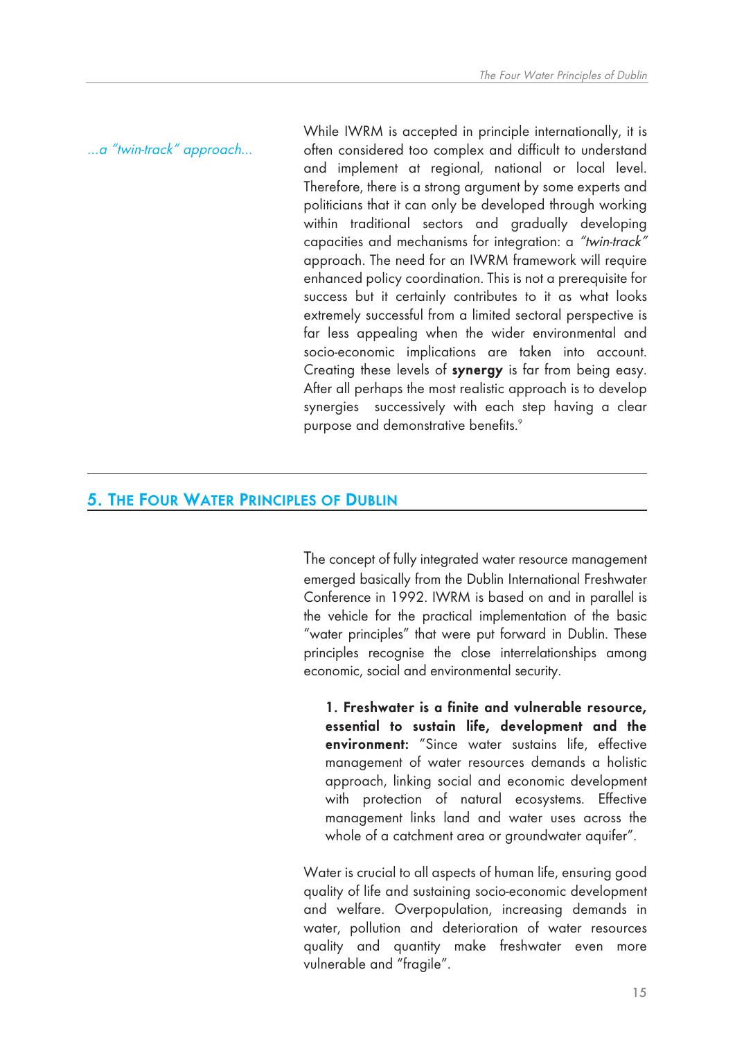*...a "twin-track" approach...*

While IWRM is accepted in principle internationally, it is often considered too complex and difficult to understand and implement at regional, national or local level. Therefore, there is a strong argument by some experts and politicians that it can only be developed through working within traditional sectors and gradually developing capacities and mechanisms for integration: a *"twin-track"* approach. The need for an IWRM framework will require enhanced policy coordination. This is not a prerequisite for success but it certainly contributes to it as what looks extremely successful from a limited sectoral perspective is far less appealing when the wider environmental and socio-economic implications are taken into account. Creating these levels of **synergy** is far from being easy. After all perhaps the most realistic approach is to develop synergies successively with each step having a clear purpose and demonstrative benefits.[9]

## 5. The Four Water Principles of Dublin

The concept of fully integrated water resource management emerged basically from the Dublin International Freshwater Conference in 1992. IWRM is based on and in parallel is the vehicle for the practical implementation of the basic "water principles" that were put forward in Dublin. These principles recognise the close interrelationships among economic, social and environmental security.

> **1. Freshwater is a finite and vulnerable resource, essential to sustain life, development and the environment:** "Since water sustains life, effective management of water resources demands a holistic approach, linking social and economic development with protection of natural ecosystems. Effective management links land and water uses across the whole of a catchment area or groundwater aquifer".

Water is crucial to all aspects of human life, ensuring good quality of life and sustaining socio-economic development and welfare. Overpopulation, increasing demands in water, pollution and deterioration of water resources quality and quantity make freshwater even more vulnerable and "fragile".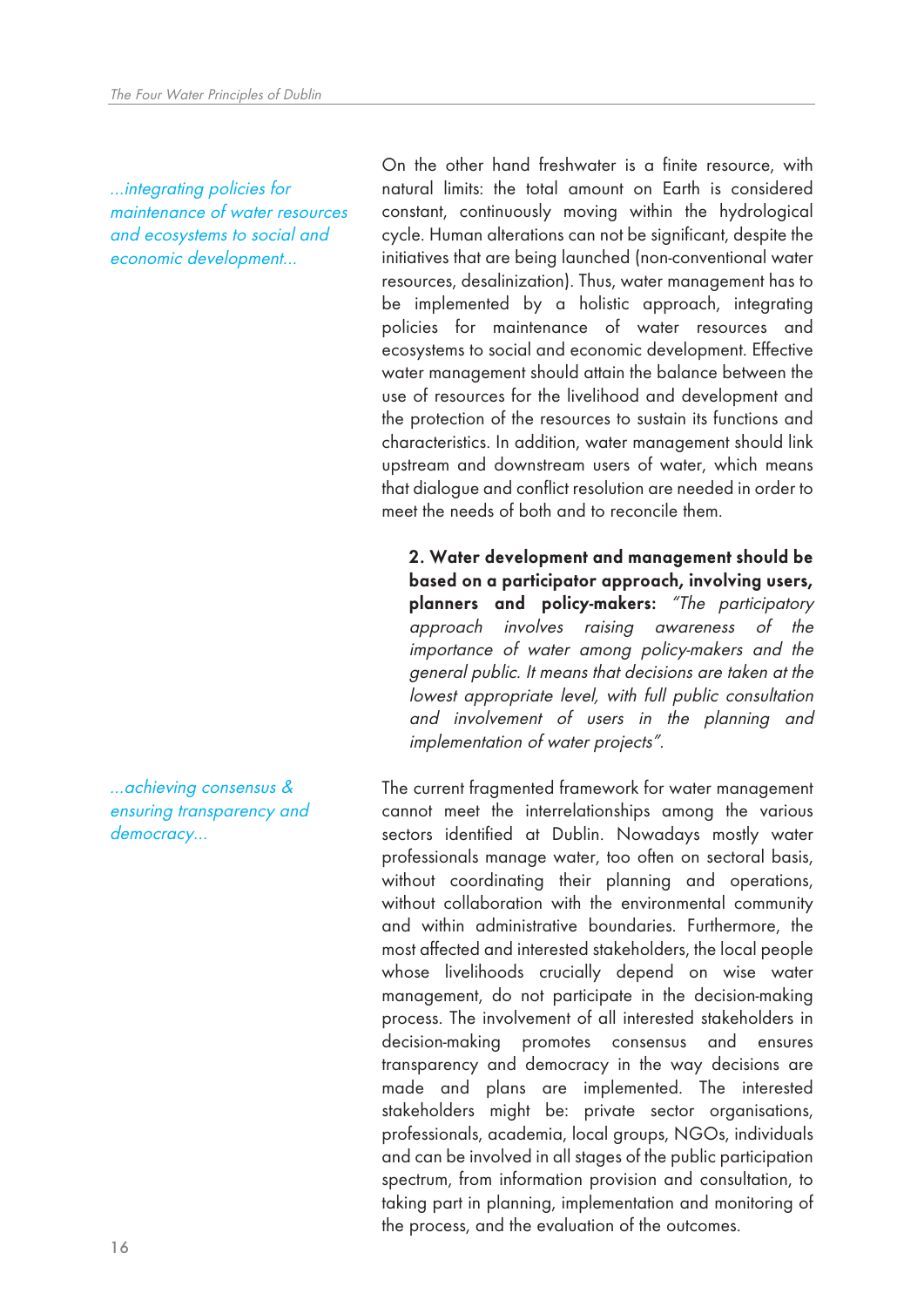*...integrating policies for maintenance of water resources and ecosystems to social and economic development...*

On the other hand freshwater is a finite resource, with natural limits: the total amount on Earth is considered constant, continuously moving within the hydrological cycle. Human alterations can not be significant, despite the initiatives that are being launched (non-conventional water resources, desalinization). Thus, water management has to be implemented by a holistic approach, integrating policies for maintenance of water resources and ecosystems to social and economic development. Effective water management should attain the balance between the use of resources for the livelihood and development and the protection of the resources to sustain its functions and characteristics. In addition, water management should link upstream and downstream users of water, which means that dialogue and conflict resolution are needed in order to meet the needs of both and to reconcile them.

> **2. Water development and management should be based on a participator approach, involving users, planners and policy-makers:** *"The participatory approach involves raising awareness of the importance of water among policy-makers and the general public. It means that decisions are taken at the lowest appropriate level, with full public consultation and involvement of users in the planning and implementation of water projects".*

*...achieving consensus & ensuring transparency and democracy...*

The current fragmented framework for water management cannot meet the interrelationships among the various sectors identified at Dublin. Nowadays mostly water professionals manage water, too often on sectoral basis, without coordinating their planning and operations, without collaboration with the environmental community and within administrative boundaries. Furthermore, the most affected and interested stakeholders, the local people whose livelihoods crucially depend on wise water management, do not participate in the decision-making process. The involvement of all interested stakeholders in decision-making promotes consensus and ensures transparency and democracy in the way decisions are made and plans are implemented. The interested stakeholders might be: private sector organisations, professionals, academia, local groups, NGOs, individuals and can be involved in all stages of the public participation spectrum, from information provision and consultation, to taking part in planning, implementation and monitoring of the process, and the evaluation of the outcomes.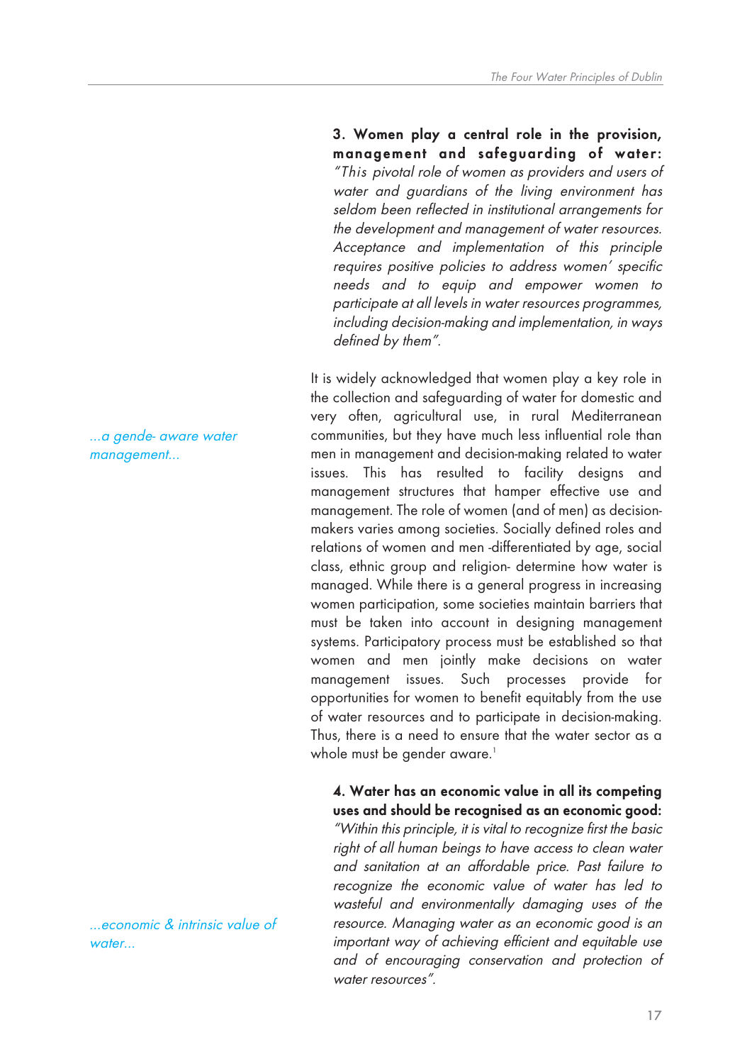**3. Women play a central role in the provision, management and safeguarding of water:** *"This pivotal role of women as providers and users of water and guardians of the living environment has seldom been reflected in institutional arrangements for the development and management of water resources. Acceptance and implementation of this principle requires positive policies to address women' specific needs and to equip and empower women to participate at all levels in water resources programmes, including decision-making and implementation, in ways defined by them".*

*...a gende- aware water management...*

It is widely acknowledged that women play a key role in the collection and safeguarding of water for domestic and very often, agricultural use, in rural Mediterranean communities, but they have much less influential role than men in management and decision-making related to water issues. This has resulted to facility designs and management structures that hamper effective use and management. The role of women (and of men) as decision-makers varies among societies. Socially defined roles and relations of women and men -differentiated by age, social class, ethnic group and religion- determine how water is managed. While there is a general progress in increasing women participation, some societies maintain barriers that must be taken into account in designing management systems. Participatory process must be established so that women and men jointly make decisions on water management issues. Such processes provide for opportunities for women to benefit equitably from the use of water resources and to participate in decision-making. Thus, there is a need to ensure that the water sector as a whole must be gender aware.[1]

**4. Water has an economic value in all its competing uses and should be recognised as an economic good:** *"Within this principle, it is vital to recognize first the basic right of all human beings to have access to clean water and sanitation at an affordable price. Past failure to recognize the economic value of water has led to wasteful and environmentally damaging uses of the resource. Managing water as an economic good is an important way of achieving efficient and equitable use and of encouraging conservation and protection of water resources".*

*...economic & intrinsic value of water...*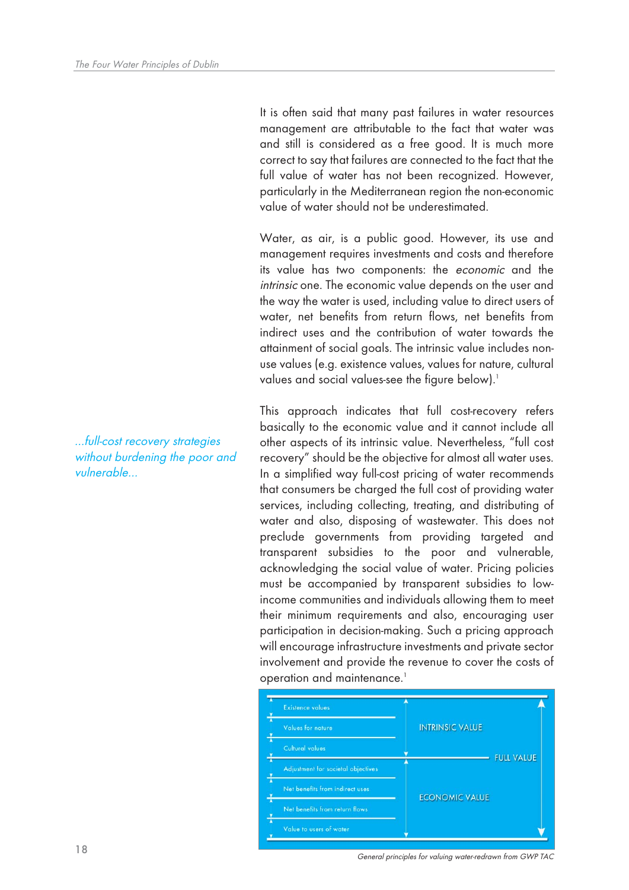It is often said that many past failures in water resources management are attributable to the fact that water was and still is considered as a free good. It is much more correct to say that failures are connected to the fact that the full value of water has not been recognized. However, particularly in the Mediterranean region the non-economic value of water should not be underestimated.

Water, as air, is a public good. However, its use and management requires investments and costs and therefore its value has two components: the *economic* and the *intrinsic* one. The economic value depends on the user and the way the water is used, including value to direct users of water, net benefits from return flows, net benefits from indirect uses and the contribution of water towards the attainment of social goals. The intrinsic value includes non-use values (e.g. existence values, values for nature, cultural values and social values-see the figure below).[1]

*...full-cost recovery strategies without burdening the poor and vulnerable...*

This approach indicates that full cost-recovery refers basically to the economic value and it cannot include all other aspects of its intrinsic value. Nevertheless, "full cost recovery" should be the objective for almost all water uses. In a simplified way full-cost pricing of water recommends that consumers be charged the full cost of providing water services, including collecting, treating, and distributing of water and also, disposing of wastewater. This does not preclude governments from providing targeted and transparent subsidies to the poor and vulnerable, acknowledging the social value of water. Pricing policies must be accompanied by transparent subsidies to low-income communities and individuals allowing them to meet their minimum requirements and also, encouraging user participation in decision-making. Such a pricing approach will encourage infrastructure investments and private sector involvement and provide the revenue to cover the costs of operation and maintenance.[1]

| Components | | |
|---|---|---|
| Existence values | INTRINSIC VALUE | FULL VALUE |
| Values for nature | | |
| Cultural values | | |
| Adjustment for societal objectives | ECONOMIC VALUE | |
| Net benefits from indirect uses | | |
| Net benefits from return flows | | |
| Value to users of water | | |

*General principles for valuing water-redrawn from GWP TAC*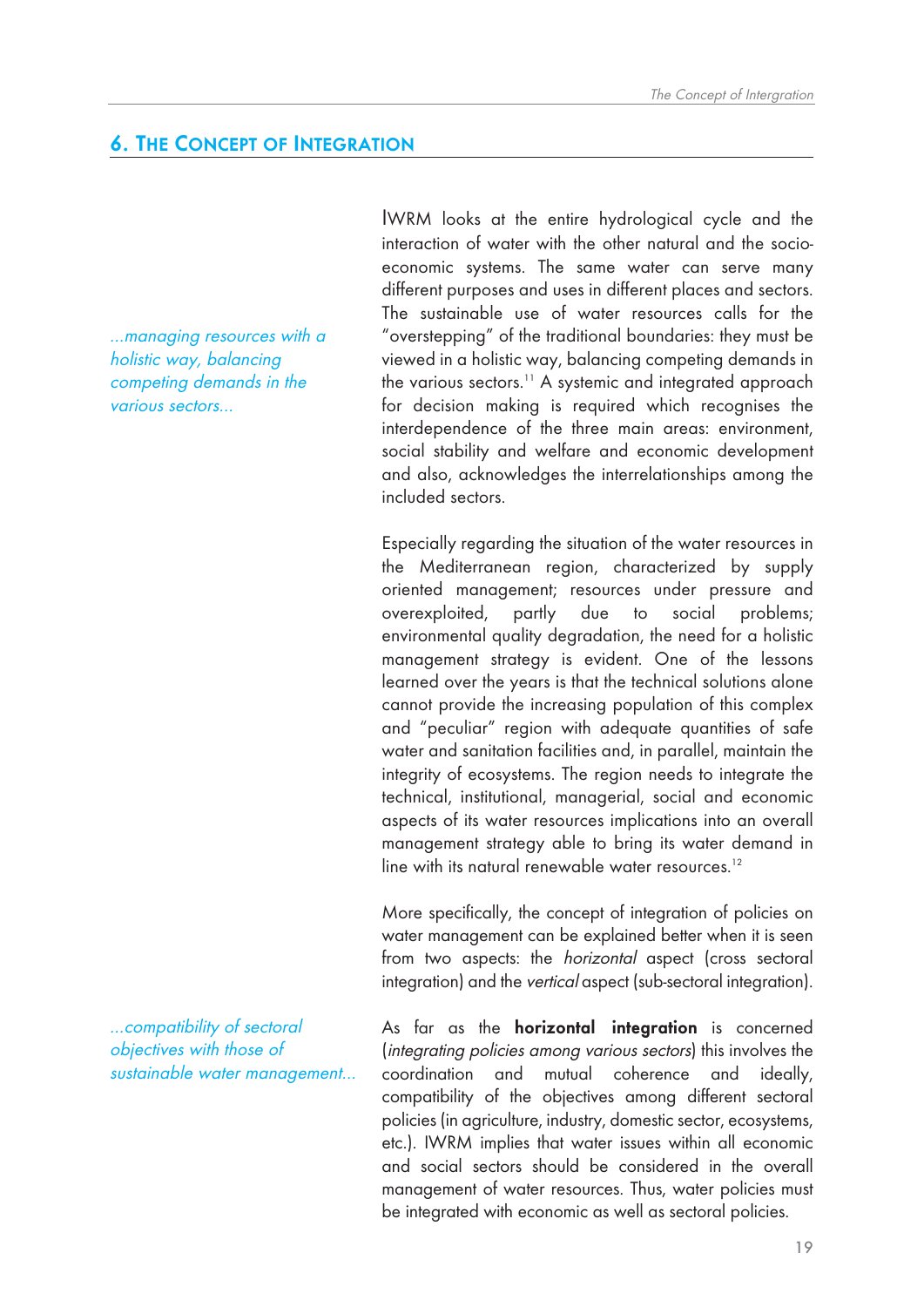## 6. The Concept of Integration

*...managing resources with a holistic way, balancing competing demands in the various sectors...*

IWRM looks at the entire hydrological cycle and the interaction of water with the other natural and the socio-economic systems. The same water can serve many different purposes and uses in different places and sectors. The sustainable use of water resources calls for the "overstepping" of the traditional boundaries: they must be viewed in a holistic way, balancing competing demands in the various sectors.[11] A systemic and integrated approach for decision making is required which recognises the interdependence of the three main areas: environment, social stability and welfare and economic development and also, acknowledges the interrelationships among the included sectors.

Especially regarding the situation of the water resources in the Mediterranean region, characterized by supply oriented management; resources under pressure and overexploited, partly due to social problems; environmental quality degradation, the need for a holistic management strategy is evident. One of the lessons learned over the years is that the technical solutions alone cannot provide the increasing population of this complex and "peculiar" region with adequate quantities of safe water and sanitation facilities and, in parallel, maintain the integrity of ecosystems. The region needs to integrate the technical, institutional, managerial, social and economic aspects of its water resources implications into an overall management strategy able to bring its water demand in line with its natural renewable water resources.[12]

More specifically, the concept of integration of policies on water management can be explained better when it is seen from two aspects: the *horizontal* aspect (cross sectoral integration) and the *vertical* aspect (sub-sectoral integration).

*...compatibility of sectoral objectives with those of sustainable water management...*

As far as the **horizontal integration** is concerned (*integrating policies among various sectors*) this involves the coordination and mutual coherence and ideally, compatibility of the objectives among different sectoral policies (in agriculture, industry, domestic sector, ecosystems, etc.). IWRM implies that water issues within all economic and social sectors should be considered in the overall management of water resources. Thus, water policies must be integrated with economic as well as sectoral policies.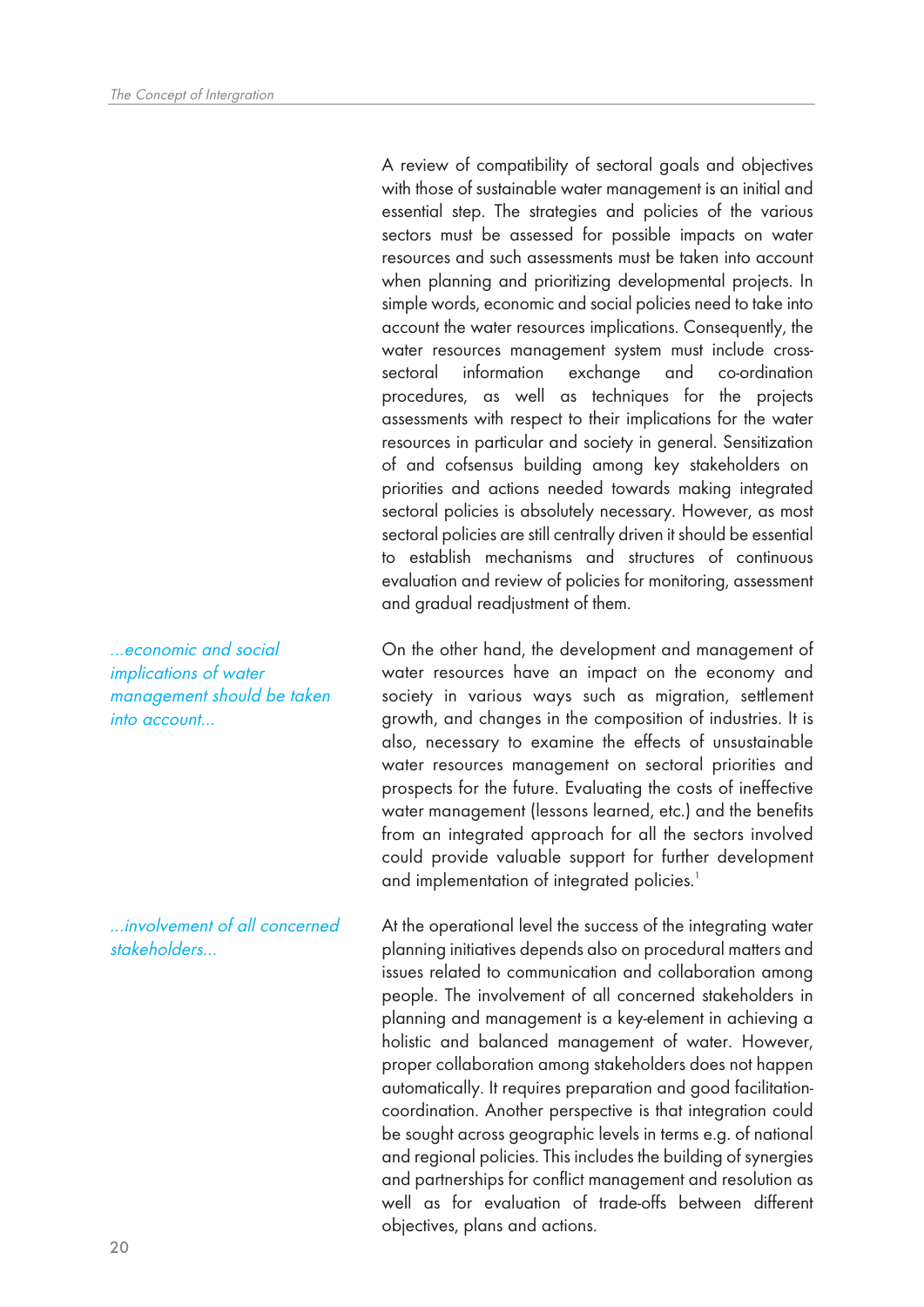A review of compatibility of sectoral goals and objectives with those of sustainable water management is an initial and essential step. The strategies and policies of the various sectors must be assessed for possible impacts on water resources and such assessments must be taken into account when planning and prioritizing developmental projects. In simple words, economic and social policies need to take into account the water resources implications. Consequently, the water resources management system must include cross-sectoral information exchange and co-ordination procedures, as well as techniques for the projects assessments with respect to their implications for the water resources in particular and society in general. Sensitization of and cofsensus building among key stakeholders on priorities and actions needed towards making integrated sectoral policies is absolutely necessary. However, as most sectoral policies are still centrally driven it should be essential to establish mechanisms and structures of continuous evaluation and review of policies for monitoring, assessment and gradual readjustment of them.

*...economic and social implications of water management should be taken into account...*

On the other hand, the development and management of water resources have an impact on the economy and society in various ways such as migration, settlement growth, and changes in the composition of industries. It is also, necessary to examine the effects of unsustainable water resources management on sectoral priorities and prospects for the future. Evaluating the costs of ineffective water management (lessons learned, etc.) and the benefits from an integrated approach for all the sectors involved could provide valuable support for further development and implementation of integrated policies.[1]

*...involvement of all concerned stakeholders...*

At the operational level the success of the integrating water planning initiatives depends also on procedural matters and issues related to communication and collaboration among people. The involvement of all concerned stakeholders in planning and management is a key-element in achieving a holistic and balanced management of water. However, proper collaboration among stakeholders does not happen automatically. It requires preparation and good facilitation-coordination. Another perspective is that integration could be sought across geographic levels in terms e.g. of national and regional policies. This includes the building of synergies and partnerships for conflict management and resolution as well as for evaluation of trade-offs between different objectives, plans and actions.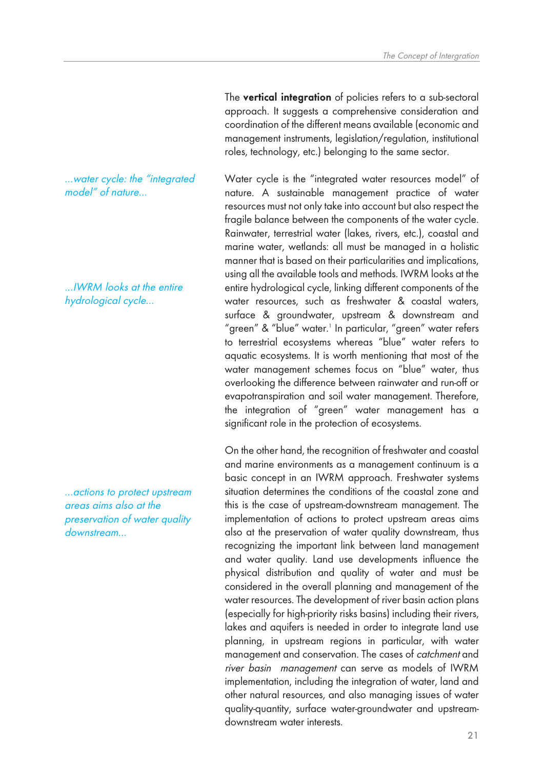The **vertical integration** of policies refers to a sub-sectoral approach. It suggests a comprehensive consideration and coordination of the different means available (economic and management instruments, legislation/regulation, institutional roles, technology, etc.) belonging to the same sector.

*...water cycle: the "integrated model" of nature...*

Water cycle is the "integrated water resources model" of nature. A sustainable management practice of water resources must not only take into account but also respect the fragile balance between the components of the water cycle. Rainwater, terrestrial water (lakes, rivers, etc.), coastal and marine water, wetlands: all must be managed in a holistic manner that is based on their particularities and implications, using all the available tools and methods. IWRM looks at the entire hydrological cycle, linking different components of the water resources, such as freshwater & coastal waters, surface & groundwater, upstream & downstream and "green" & "blue" water.[1] In particular, "green" water refers to terrestrial ecosystems whereas "blue" water refers to aquatic ecosystems. It is worth mentioning that most of the water management schemes focus on "blue" water, thus overlooking the difference between rainwater and run-off or evapotranspiration and soil water management. Therefore, the integration of "green" water management has a significant role in the protection of ecosystems.

*...IWRM looks at the entire hydrological cycle...*

On the other hand, the recognition of freshwater and coastal and marine environments as a management continuum is a basic concept in an IWRM approach. Freshwater systems situation determines the conditions of the coastal zone and this is the case of upstream-downstream management. The implementation of actions to protect upstream areas aims also at the preservation of water quality downstream, thus recognizing the important link between land management and water quality. Land use developments influence the physical distribution and quality of water and must be considered in the overall planning and management of the water resources. The development of river basin action plans (especially for high-priority risks basins) including their rivers, lakes and aquifers is needed in order to integrate land use planning, in upstream regions in particular, with water management and conservation. The cases of *catchment* and *river basin management* can serve as models of IWRM implementation, including the integration of water, land and other natural resources, and also managing issues of water quality-quantity, surface water-groundwater and upstream-downstream water interests.

*...actions to protect upstream areas aims also at the preservation of water quality downstream...*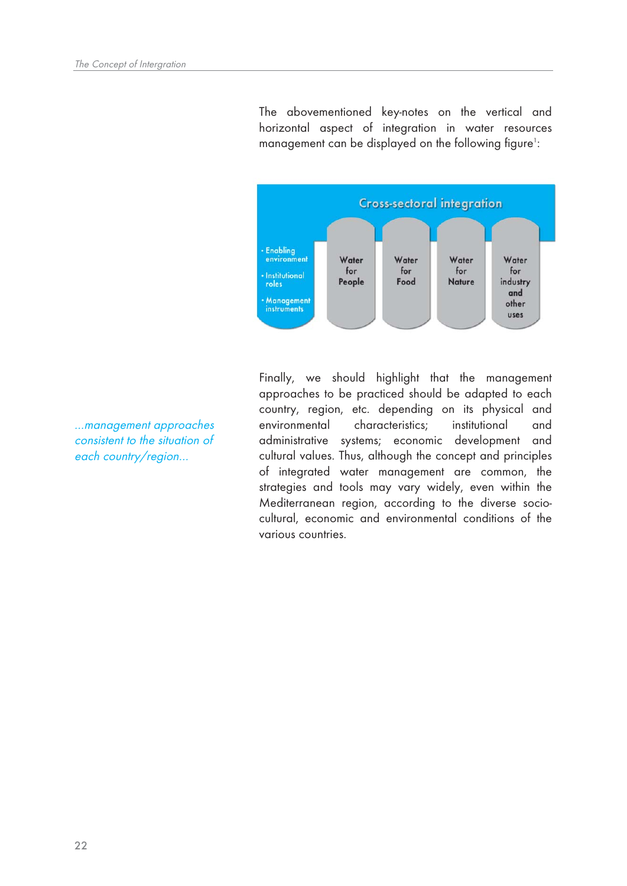The abovementioned key-notes on the vertical and horizontal aspect of integration in water resources management can be displayed on the following figure[1]:

**Cross-sectoral integration**

- Enabling environment
- Institutional roles
- Management instruments

| Water for People | Water for Food | Water for Nature | Water for industry and other uses |
|---|---|---|---|

*...management approaches consistent to the situation of each country/region...*

Finally, we should highlight that the management approaches to be practiced should be adapted to each country, region, etc. depending on its physical and environmental characteristics; institutional and administrative systems; economic development and cultural values. Thus, although the concept and principles of integrated water management are common, the strategies and tools may vary widely, even within the Mediterranean region, according to the diverse socio-cultural, economic and environmental conditions of the various countries.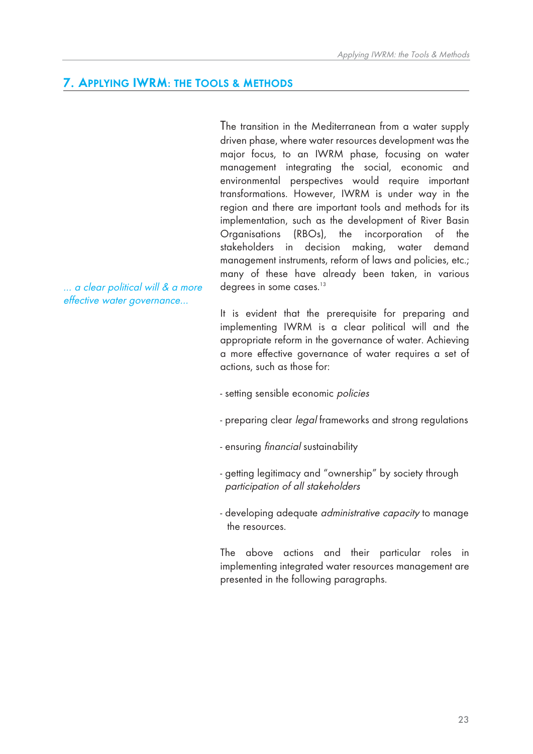# 7. Applying IWRM: the Tools & Methods

The transition in the Mediterranean from a water supply driven phase, where water resources development was the major focus, to an IWRM phase, focusing on water management integrating the social, economic and environmental perspectives would require important transformations. However, IWRM is under way in the region and there are important tools and methods for its implementation, such as the development of River Basin Organisations (RBOs), the incorporation of the stakeholders in decision making, water demand management instruments, reform of laws and policies, etc.; many of these have already been taken, in various degrees in some cases.[13]

*... a clear political will & a more effective water governance...*

It is evident that the prerequisite for preparing and implementing IWRM is a clear political will and the appropriate reform in the governance of water. Achieving a more effective governance of water requires a set of actions, such as those for:

- setting sensible economic *policies*
- preparing clear *legal* frameworks and strong regulations
- ensuring *financial* sustainability
- getting legitimacy and "ownership" by society through *participation of all stakeholders*
- developing adequate *administrative capacity* to manage the resources.

The above actions and their particular roles in implementing integrated water resources management are presented in the following paragraphs.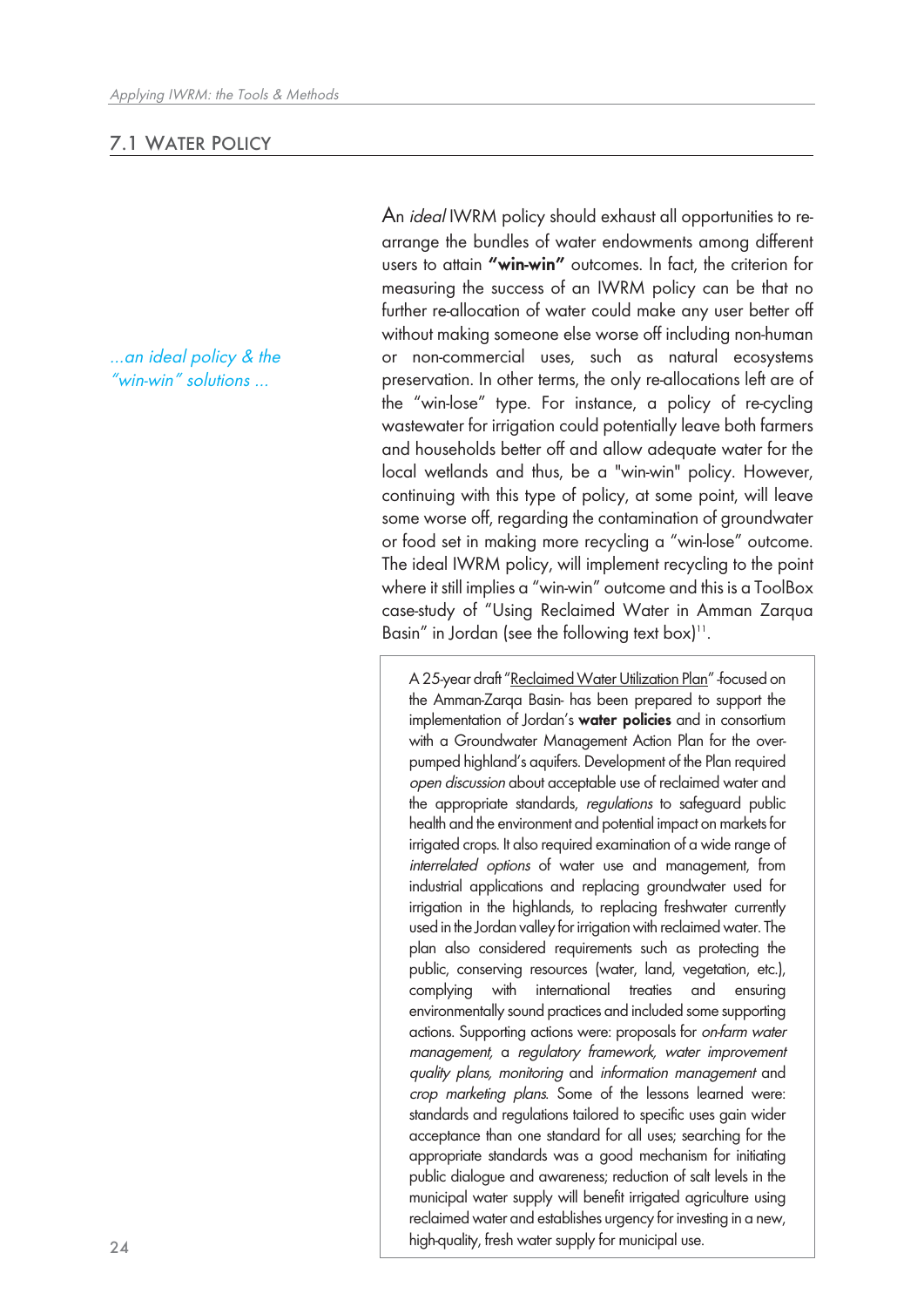## 7.1 Water Policy

*...an ideal policy & the "win-win" solutions ...*

An *ideal* IWRM policy should exhaust all opportunities to re-arrange the bundles of water endowments among different users to attain **"win-win"** outcomes. In fact, the criterion for measuring the success of an IWRM policy can be that no further re-allocation of water could make any user better off without making someone else worse off including non-human or non-commercial uses, such as natural ecosystems preservation. In other terms, the only re-allocations left are of the "win-lose" type. For instance, a policy of re-cycling wastewater for irrigation could potentially leave both farmers and households better off and allow adequate water for the local wetlands and thus, be a "win-win" policy. However, continuing with this type of policy, at some point, will leave some worse off, regarding the contamination of groundwater or food set in making more recycling a "win-lose" outcome. The ideal IWRM policy, will implement recycling to the point where it still implies a "win-win" outcome and this is a ToolBox case-study of "Using Reclaimed Water in Amman Zarqua Basin" in Jordan (see the following text box)[11].

> A 25-year draft "Reclaimed Water Utilization Plan" -focused on the Amman-Zarqa Basin- has been prepared to support the implementation of Jordan's **water policies** and in consortium with a Groundwater Management Action Plan for the over-pumped highland's aquifers. Development of the Plan required *open discussion* about acceptable use of reclaimed water and the appropriate standards, *regulations* to safeguard public health and the environment and potential impact on markets for irrigated crops. It also required examination of a wide range of *interrelated options* of water use and management, from industrial applications and replacing groundwater used for irrigation in the highlands, to replacing freshwater currently used in the Jordan valley for irrigation with reclaimed water. The plan also considered requirements such as protecting the public, conserving resources (water, land, vegetation, etc.), complying with international treaties and ensuring environmentally sound practices and included some supporting actions. Supporting actions were: proposals for *on-farm water management*, a *regulatory framework, water improvement quality plans, monitoring* and *information management* and *crop marketing plans*. Some of the lessons learned were: standards and regulations tailored to specific uses gain wider acceptance than one standard for all uses; searching for the appropriate standards was a good mechanism for initiating public dialogue and awareness; reduction of salt levels in the municipal water supply will benefit irrigated agriculture using reclaimed water and establishes urgency for investing in a new, high-quality, fresh water supply for municipal use.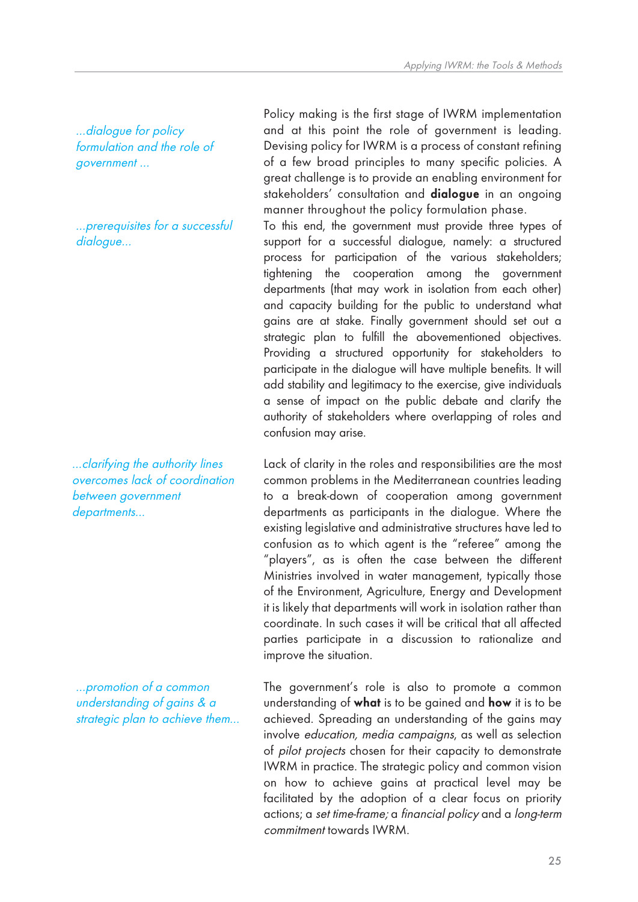*...dialogue for policy formulation and the role of government ...*

Policy making is the first stage of IWRM implementation and at this point the role of government is leading. Devising policy for IWRM is a process of constant refining of a few broad principles to many specific policies. A great challenge is to provide an enabling environment for stakeholders' consultation and **dialogue** in an ongoing manner throughout the policy formulation phase.

*...prerequisites for a successful dialogue...*

To this end, the government must provide three types of support for a successful dialogue, namely: a structured process for participation of the various stakeholders; tightening the cooperation among the government departments (that may work in isolation from each other) and capacity building for the public to understand what gains are at stake. Finally government should set out a strategic plan to fulfill the abovementioned objectives. Providing a structured opportunity for stakeholders to participate in the dialogue will have multiple benefits. It will add stability and legitimacy to the exercise, give individuals a sense of impact on the public debate and clarify the authority of stakeholders where overlapping of roles and confusion may arise.

*...clarifying the authority lines overcomes lack of coordination between government departments...*

Lack of clarity in the roles and responsibilities are the most common problems in the Mediterranean countries leading to a break-down of cooperation among government departments as participants in the dialogue. Where the existing legislative and administrative structures have led to confusion as to which agent is the "referee" among the "players", as is often the case between the different Ministries involved in water management, typically those of the Environment, Agriculture, Energy and Development it is likely that departments will work in isolation rather than coordinate. In such cases it will be critical that all affected parties participate in a discussion to rationalize and improve the situation.

*...promotion of a common understanding of gains & a strategic plan to achieve them...*

The government's role is also to promote a common understanding of **what** is to be gained and **how** it is to be achieved. Spreading an understanding of the gains may involve *education, media campaigns*, as well as selection of *pilot projects* chosen for their capacity to demonstrate IWRM in practice. The strategic policy and common vision on how to achieve gains at practical level may be facilitated by the adoption of a clear focus on priority actions; a *set time-frame;* a *financial policy* and a *long-term commitment* towards IWRM.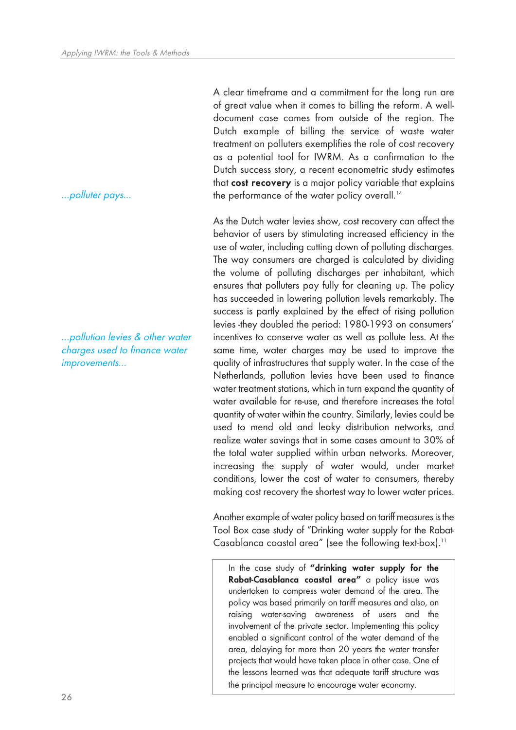A clear timeframe and a commitment for the long run are of great value when it comes to billing the reform. A well-document case comes from outside of the region. The Dutch example of billing the service of waste water treatment on polluters exemplifies the role of cost recovery as a potential tool for IWRM. As a confirmation to the Dutch success story, a recent econometric study estimates that **cost recovery** is a major policy variable that explains the performance of the water policy overall.[14]

*...polluter pays...*

As the Dutch water levies show, cost recovery can affect the behavior of users by stimulating increased efficiency in the use of water, including cutting down of polluting discharges. The way consumers are charged is calculated by dividing the volume of polluting discharges per inhabitant, which ensures that polluters pay fully for cleaning up. The policy has succeeded in lowering pollution levels remarkably. The success is partly explained by the effect of rising pollution levies -they doubled the period: 1980-1993 on consumers' incentives to conserve water as well as pollute less. At the same time, water charges may be used to improve the quality of infrastructures that supply water. In the case of the Netherlands, pollution levies have been used to finance water treatment stations, which in turn expand the quantity of water available for re-use, and therefore increases the total quantity of water within the country. Similarly, levies could be used to mend old and leaky distribution networks, and realize water savings that in some cases amount to 30% of the total water supplied within urban networks. Moreover, increasing the supply of water would, under market conditions, lower the cost of water to consumers, thereby making cost recovery the shortest way to lower water prices.

*...pollution levies & other water charges used to finance water improvements...*

Another example of water policy based on tariff measures is the Tool Box case study of "Drinking water supply for the Rabat-Casablanca coastal area" (see the following text-box).[11]

> In the case study of **"drinking water supply for the Rabat-Casablanca coastal area"** a policy issue was undertaken to compress water demand of the area. The policy was based primarily on tariff measures and also, on raising water-saving awareness of users and the involvement of the private sector. Implementing this policy enabled a significant control of the water demand of the area, delaying for more than 20 years the water transfer projects that would have taken place in other case. One of the lessons learned was that adequate tariff structure was the principal measure to encourage water economy.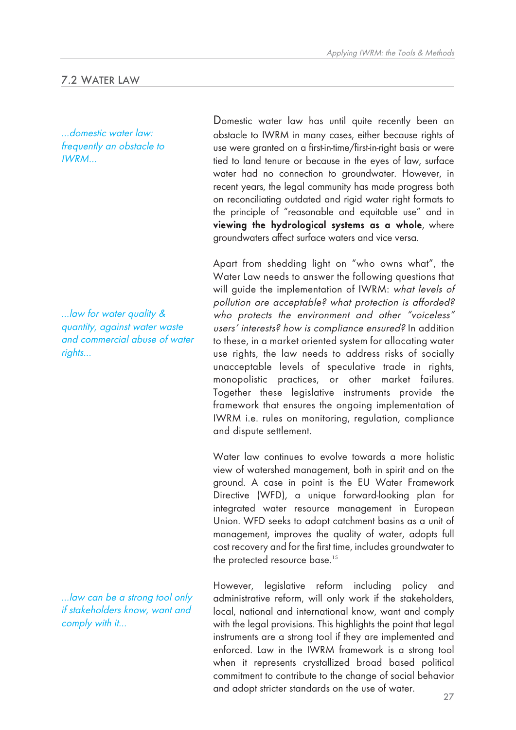## 7.2 Water Law

*...domestic water law: frequently an obstacle to IWRM...*

Domestic water law has until quite recently been an obstacle to IWRM in many cases, either because rights of use were granted on a first-in-time/first-in-right basis or were tied to land tenure or because in the eyes of law, surface water had no connection to groundwater. However, in recent years, the legal community has made progress both on reconciliating outdated and rigid water right formats to the principle of "reasonable and equitable use" and in **viewing the hydrological systems as a whole**, where groundwaters affect surface waters and vice versa.

*...law for water quality & quantity, against water waste and commercial abuse of water rights...*

Apart from shedding light on "who owns what", the Water Law needs to answer the following questions that will guide the implementation of IWRM: *what levels of pollution are acceptable? what protection is afforded? who protects the environment and other "voiceless" users' interests? how is compliance ensured?* In addition to these, in a market oriented system for allocating water use rights, the law needs to address risks of socially unacceptable levels of speculative trade in rights, monopolistic practices, or other market failures. Together these legislative instruments provide the framework that ensures the ongoing implementation of IWRM i.e. rules on monitoring, regulation, compliance and dispute settlement.

Water law continues to evolve towards a more holistic view of watershed management, both in spirit and on the ground. A case in point is the EU Water Framework Directive (WFD), a unique forward-looking plan for integrated water resource management in European Union. WFD seeks to adopt catchment basins as a unit of management, improves the quality of water, adopts full cost recovery and for the first time, includes groundwater to the protected resource base.[15]

*...law can be a strong tool only if stakeholders know, want and comply with it...*

However, legislative reform including policy and administrative reform, will only work if the stakeholders, local, national and international know, want and comply with the legal provisions. This highlights the point that legal instruments are a strong tool if they are implemented and enforced. Law in the IWRM framework is a strong tool when it represents crystallized broad based political commitment to contribute to the change of social behavior and adopt stricter standards on the use of water.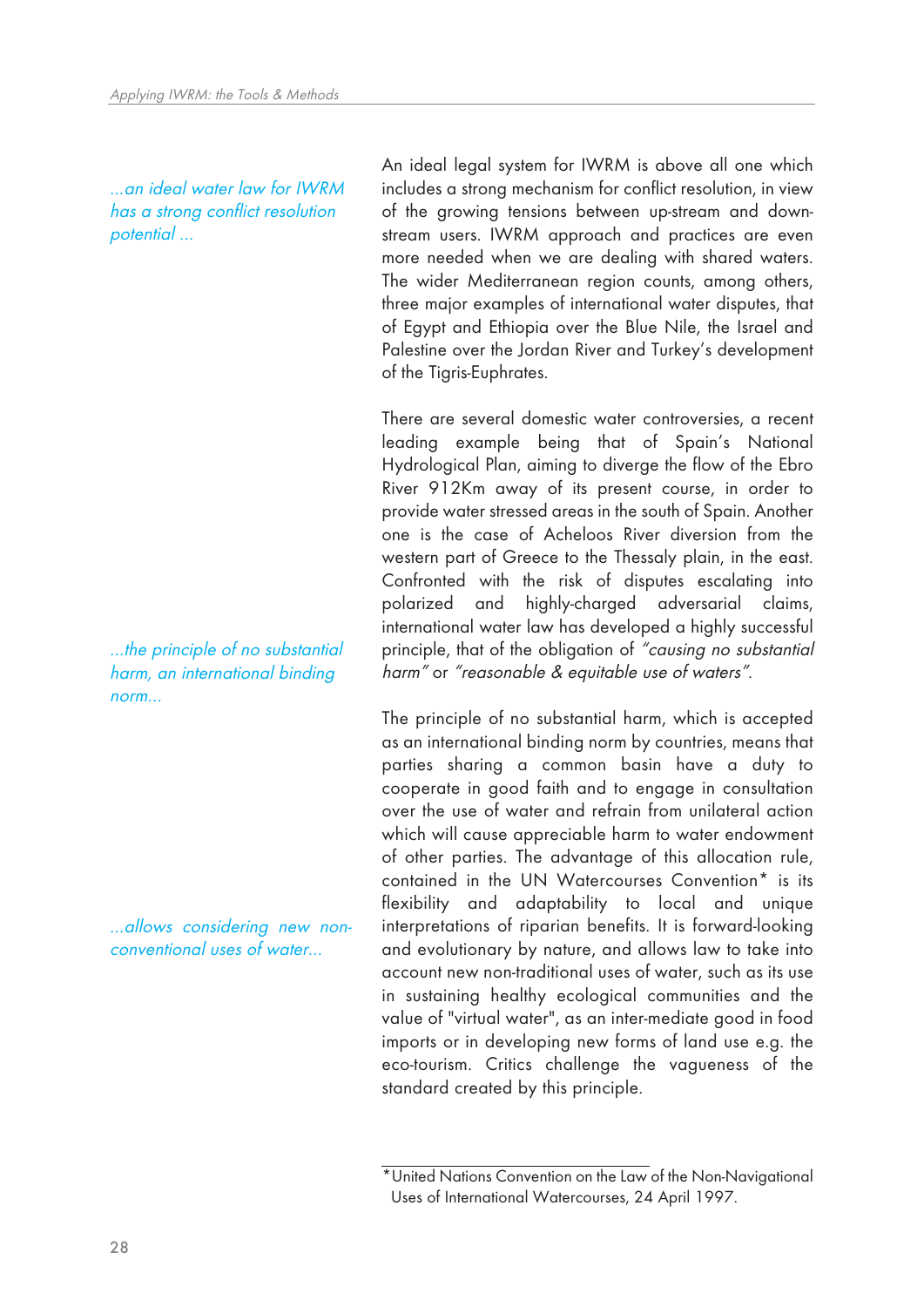*...an ideal water law for IWRM has a strong conflict resolution potential ...*

An ideal legal system for IWRM is above all one which includes a strong mechanism for conflict resolution, in view of the growing tensions between up-stream and down-stream users. IWRM approach and practices are even more needed when we are dealing with shared waters. The wider Mediterranean region counts, among others, three major examples of international water disputes, that of Egypt and Ethiopia over the Blue Nile, the Israel and Palestine over the Jordan River and Turkey's development of the Tigris-Euphrates.

There are several domestic water controversies, a recent leading example being that of Spain's National Hydrological Plan, aiming to diverge the flow of the Ebro River 912Km away of its present course, in order to provide water stressed areas in the south of Spain. Another one is the case of Acheloos River diversion from the western part of Greece to the Thessaly plain, in the east. Confronted with the risk of disputes escalating into polarized and highly-charged adversarial claims, international water law has developed a highly successful principle, that of the obligation of *"causing no substantial harm"* or *"reasonable & equitable use of waters"*.

*...the principle of no substantial harm, an international binding norm...*

The principle of no substantial harm, which is accepted as an international binding norm by countries, means that parties sharing a common basin have a duty to cooperate in good faith and to engage in consultation over the use of water and refrain from unilateral action which will cause appreciable harm to water endowment of other parties. The advantage of this allocation rule, contained in the UN Watercourses Convention* is its flexibility and adaptability to local and unique interpretations of riparian benefits. It is forward-looking and evolutionary by nature, and allows law to take into account new non-traditional uses of water, such as its use in sustaining healthy ecological communities and the value of "virtual water", as an inter-mediate good in food imports or in developing new forms of land use e.g. the eco-tourism. Critics challenge the vagueness of the standard created by this principle.

*...allows considering new non-conventional uses of water...*

---

*United Nations Convention on the Law of the Non-Navigational Uses of International Watercourses, 24 April 1997.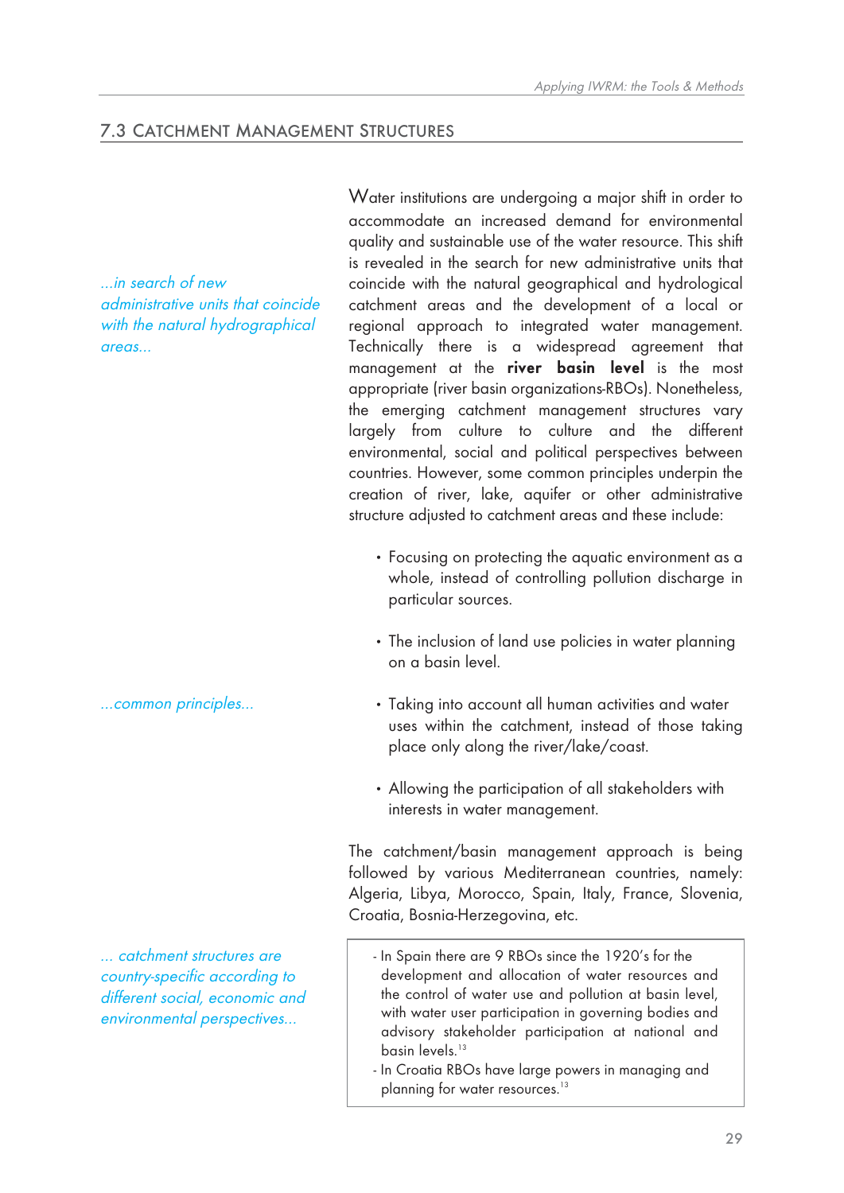## 7.3 Catchment Management Structures

*...in search of new administrative units that coincide with the natural hydrographical areas...*

Water institutions are undergoing a major shift in order to accommodate an increased demand for environmental quality and sustainable use of the water resource. This shift is revealed in the search for new administrative units that coincide with the natural geographical and hydrological catchment areas and the development of a local or regional approach to integrated water management. Technically there is a widespread agreement that management at the **river basin level** is the most appropriate (river basin organizations-RBOs). Nonetheless, the emerging catchment management structures vary largely from culture to culture and the different environmental, social and political perspectives between countries. However, some common principles underpin the creation of river, lake, aquifer or other administrative structure adjusted to catchment areas and these include:

*...common principles...*

- Focusing on protecting the aquatic environment as a whole, instead of controlling pollution discharge in particular sources.
- The inclusion of land use policies in water planning on a basin level.
- Taking into account all human activities and water uses within the catchment, instead of those taking place only along the river/lake/coast.
- Allowing the participation of all stakeholders with interests in water management.

The catchment/basin management approach is being followed by various Mediterranean countries, namely: Algeria, Libya, Morocco, Spain, Italy, France, Slovenia, Croatia, Bosnia-Herzegovina, etc.

*... catchment structures are country-specific according to different social, economic and environmental perspectives...*

- In Spain there are 9 RBOs since the 1920's for the development and allocation of water resources and the control of water use and pollution at basin level, with water user participation in governing bodies and advisory stakeholder participation at national and basin levels.[13]
- In Croatia RBOs have large powers in managing and planning for water resources.[13]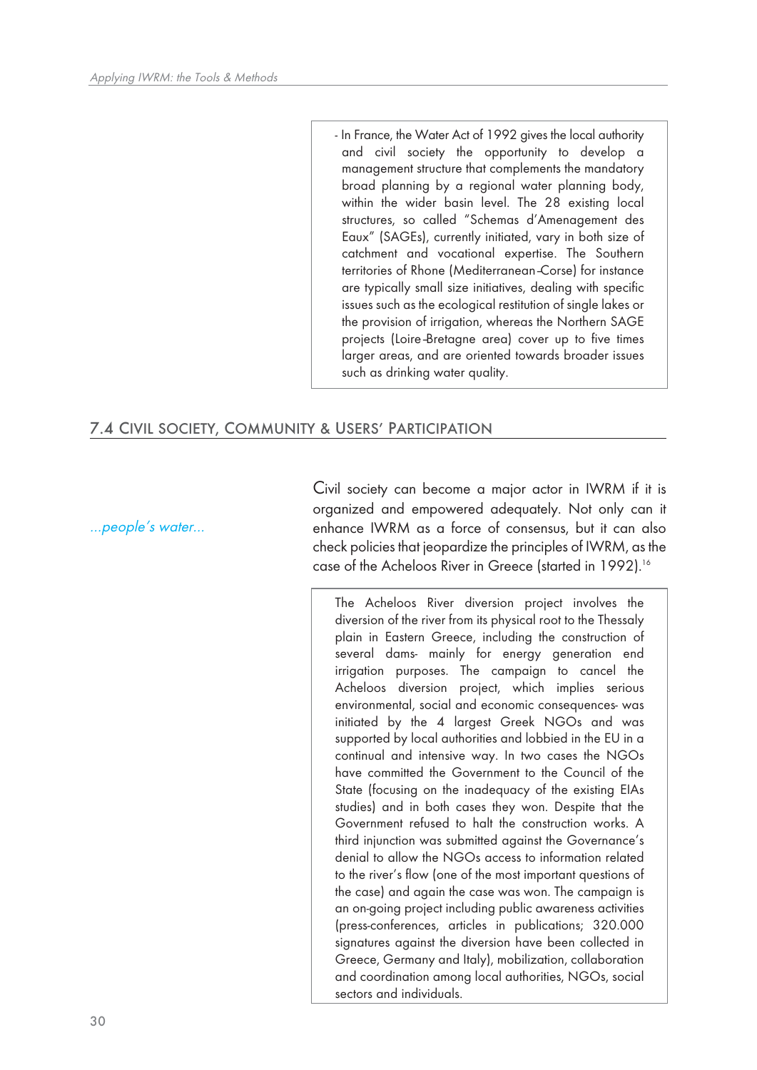- In France, the Water Act of 1992 gives the local authority and civil society the opportunity to develop a management structure that complements the mandatory broad planning by a regional water planning body, within the wider basin level. The 28 existing local structures, so called "Schemas d'Amenagement des Eaux" (SAGEs), currently initiated, vary in both size of catchment and vocational expertise. The Southern territories of Rhone (Mediterranean-Corse) for instance are typically small size initiatives, dealing with specific issues such as the ecological restitution of single lakes or the provision of irrigation, whereas the Northern SAGE projects (Loire-Bretagne area) cover up to five times larger areas, and are oriented towards broader issues such as drinking water quality.

## 7.4 Civil Society, Community & Users' Participation

*...people's water...*

Civil society can become a major actor in IWRM if it is organized and empowered adequately. Not only can it enhance IWRM as a force of consensus, but it can also check policies that jeopardize the principles of IWRM, as the case of the Acheloos River in Greece (started in 1992).[16]

The Acheloos River diversion project involves the diversion of the river from its physical root to the Thessaly plain in Eastern Greece, including the construction of several dams- mainly for energy generation end irrigation purposes. The campaign to cancel the Acheloos diversion project, which implies serious environmental, social and economic consequences- was initiated by the 4 largest Greek NGOs and was supported by local authorities and lobbied in the EU in a continual and intensive way. In two cases the NGOs have committed the Government to the Council of the State (focusing on the inadequacy of the existing EIAs studies) and in both cases they won. Despite that the Government refused to halt the construction works. A third injunction was submitted against the Governance's denial to allow the NGOs access to information related to the river's flow (one of the most important questions of the case) and again the case was won. The campaign is an on-going project including public awareness activities (press-conferences, articles in publications; 320.000 signatures against the diversion have been collected in Greece, Germany and Italy), mobilization, collaboration and coordination among local authorities, NGOs, social sectors and individuals.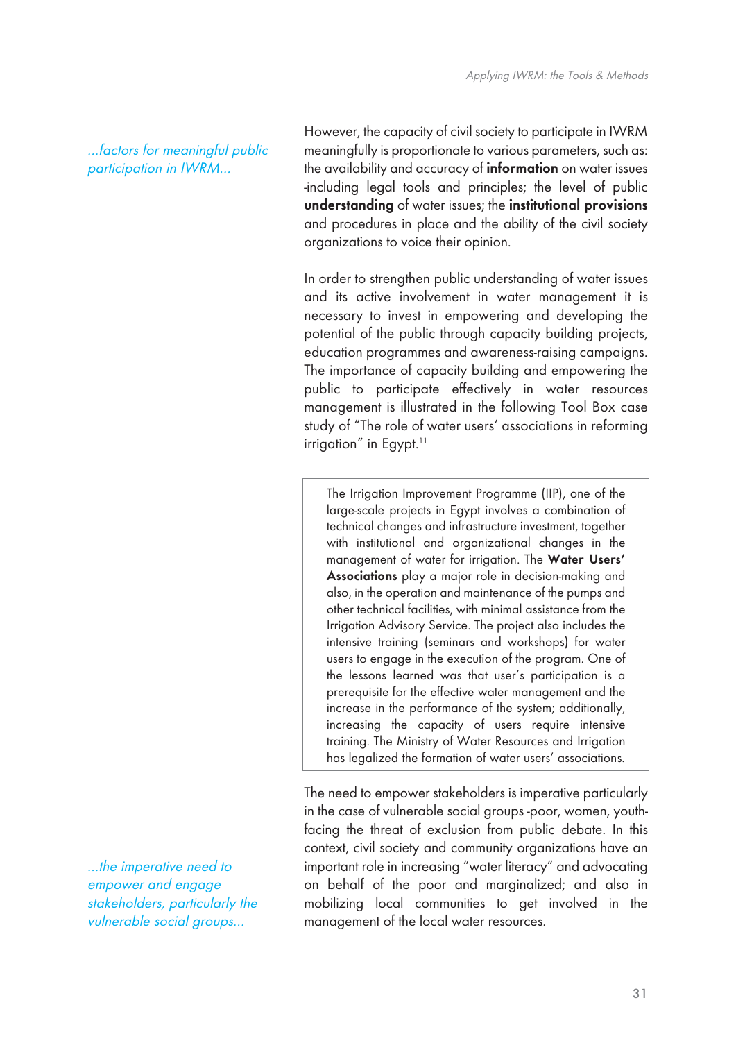*...factors for meaningful public participation in IWRM...*

However, the capacity of civil society to participate in IWRM meaningfully is proportionate to various parameters, such as: the availability and accuracy of **information** on water issues -including legal tools and principles; the level of public **understanding** of water issues; the **institutional provisions** and procedures in place and the ability of the civil society organizations to voice their opinion.

In order to strengthen public understanding of water issues and its active involvement in water management it is necessary to invest in empowering and developing the potential of the public through capacity building projects, education programmes and awareness-raising campaigns. The importance of capacity building and empowering the public to participate effectively in water resources management is illustrated in the following Tool Box case study of "The role of water users' associations in reforming irrigation" in Egypt.[11]

> The Irrigation Improvement Programme (IIP), one of the large-scale projects in Egypt involves a combination of technical changes and infrastructure investment, together with institutional and organizational changes in the management of water for irrigation. The **Water Users' Associations** play a major role in decision-making and also, in the operation and maintenance of the pumps and other technical facilities, with minimal assistance from the Irrigation Advisory Service. The project also includes the intensive training (seminars and workshops) for water users to engage in the execution of the program. One of the lessons learned was that user's participation is a prerequisite for the effective water management and the increase in the performance of the system; additionally, increasing the capacity of users require intensive training. The Ministry of Water Resources and Irrigation has legalized the formation of water users' associations.

*...the imperative need to empower and engage stakeholders, particularly the vulnerable social groups...*

The need to empower stakeholders is imperative particularly in the case of vulnerable social groups -poor, women, youth-facing the threat of exclusion from public debate. In this context, civil society and community organizations have an important role in increasing "water literacy" and advocating on behalf of the poor and marginalized; and also in mobilizing local communities to get involved in the management of the local water resources.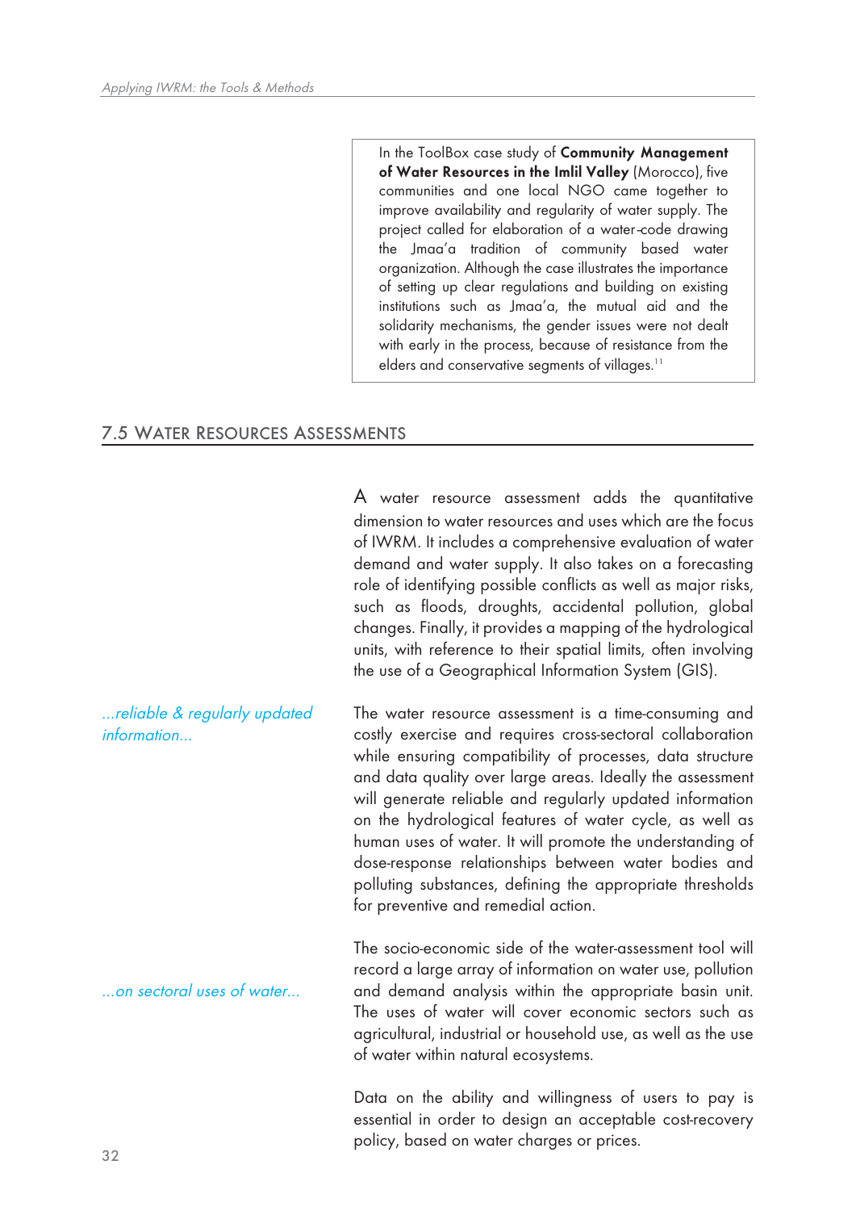> In the ToolBox case study of **Community Management of Water Resources in the Imlil Valley** (Morocco), five communities and one local NGO came together to improve availability and regularity of water supply. The project called for elaboration of a water-code drawing the Jmaa'a tradition of community based water organization. Although the case illustrates the importance of setting up clear regulations and building on existing institutions such as Jmaa'a, the mutual aid and the solidarity mechanisms, the gender issues were not dealt with early in the process, because of resistance from the elders and conservative segments of villages.[11]

## 7.5 Water Resources Assessments

A water resource assessment adds the quantitative dimension to water resources and uses which are the focus of IWRM. It includes a comprehensive evaluation of water demand and water supply. It also takes on a forecasting role of identifying possible conflicts as well as major risks, such as floods, droughts, accidental pollution, global changes. Finally, it provides a mapping of the hydrological units, with reference to their spatial limits, often involving the use of a Geographical Information System (GIS).

*...reliable & regularly updated information...*

The water resource assessment is a time-consuming and costly exercise and requires cross-sectoral collaboration while ensuring compatibility of processes, data structure and data quality over large areas. Ideally the assessment will generate reliable and regularly updated information on the hydrological features of water cycle, as well as human uses of water. It will promote the understanding of dose-response relationships between water bodies and polluting substances, defining the appropriate thresholds for preventive and remedial action.

*...on sectoral uses of water...*

The socio-economic side of the water-assessment tool will record a large array of information on water use, pollution and demand analysis within the appropriate basin unit. The uses of water will cover economic sectors such as agricultural, industrial or household use, as well as the use of water within natural ecosystems.

Data on the ability and willingness of users to pay is essential in order to design an acceptable cost-recovery policy, based on water charges or prices.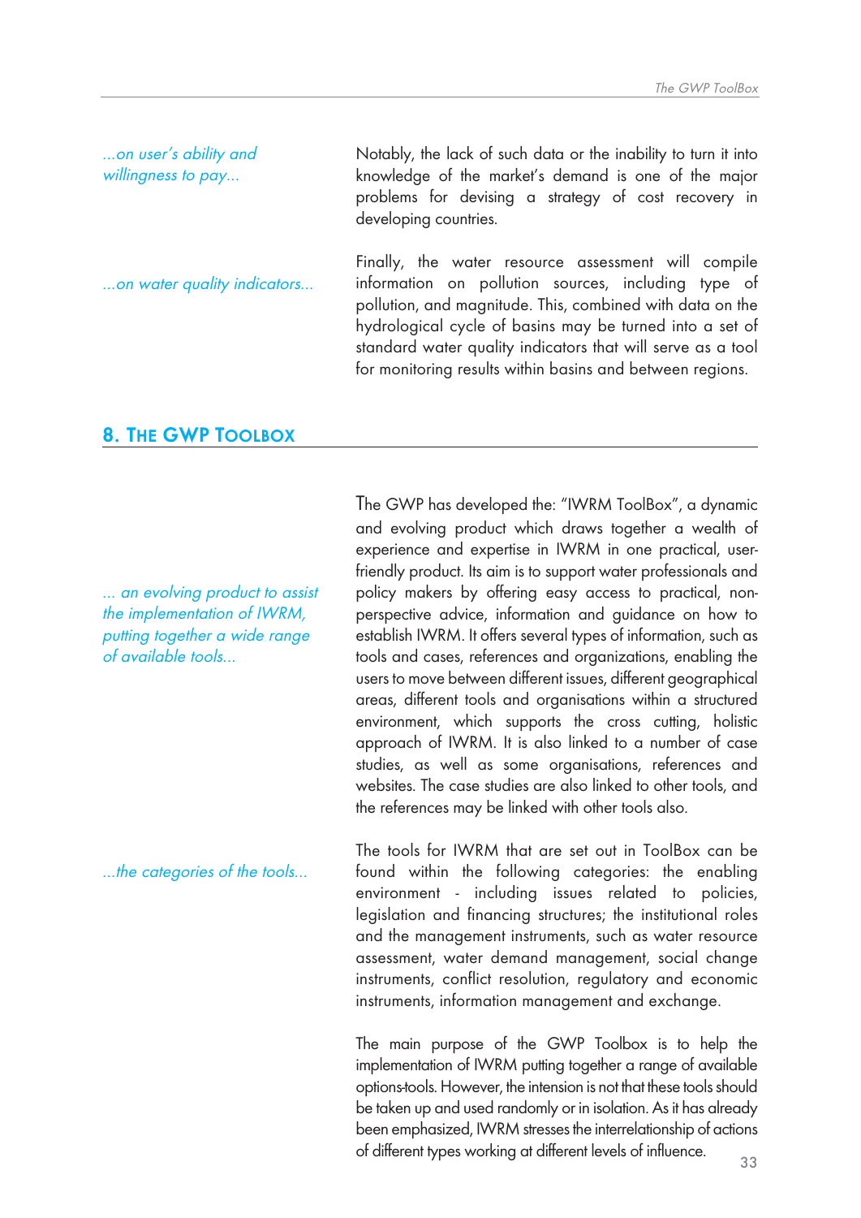*...on user's ability and willingness to pay...*

Notably, the lack of such data or the inability to turn it into knowledge of the market's demand is one of the major problems for devising a strategy of cost recovery in developing countries.

*...on water quality indicators...*

Finally, the water resource assessment will compile information on pollution sources, including type of pollution, and magnitude. This, combined with data on the hydrological cycle of basins may be turned into a set of standard water quality indicators that will serve as a tool for monitoring results within basins and between regions.

## 8. The GWP Toolbox

*... an evolving product to assist the implementation of IWRM, putting together a wide range of available tools...*

The GWP has developed the: "IWRM ToolBox", a dynamic and evolving product which draws together a wealth of experience and expertise in IWRM in one practical, user-friendly product. Its aim is to support water professionals and policy makers by offering easy access to practical, non-perspective advice, information and guidance on how to establish IWRM. It offers several types of information, such as tools and cases, references and organizations, enabling the users to move between different issues, different geographical areas, different tools and organisations within a structured environment, which supports the cross cutting, holistic approach of IWRM. It is also linked to a number of case studies, as well as some organisations, references and websites. The case studies are also linked to other tools, and the references may be linked with other tools also.

*...the categories of the tools...*

The tools for IWRM that are set out in ToolBox can be found within the following categories: the enabling environment - including issues related to policies, legislation and financing structures; the institutional roles and the management instruments, such as water resource assessment, water demand management, social change instruments, conflict resolution, regulatory and economic instruments, information management and exchange.

The main purpose of the GWP Toolbox is to help the implementation of IWRM putting together a range of available options-tools. However, the intension is not that these tools should be taken up and used randomly or in isolation. As it has already been emphasized, IWRM stresses the interrelationship of actions of different types working at different levels of influence.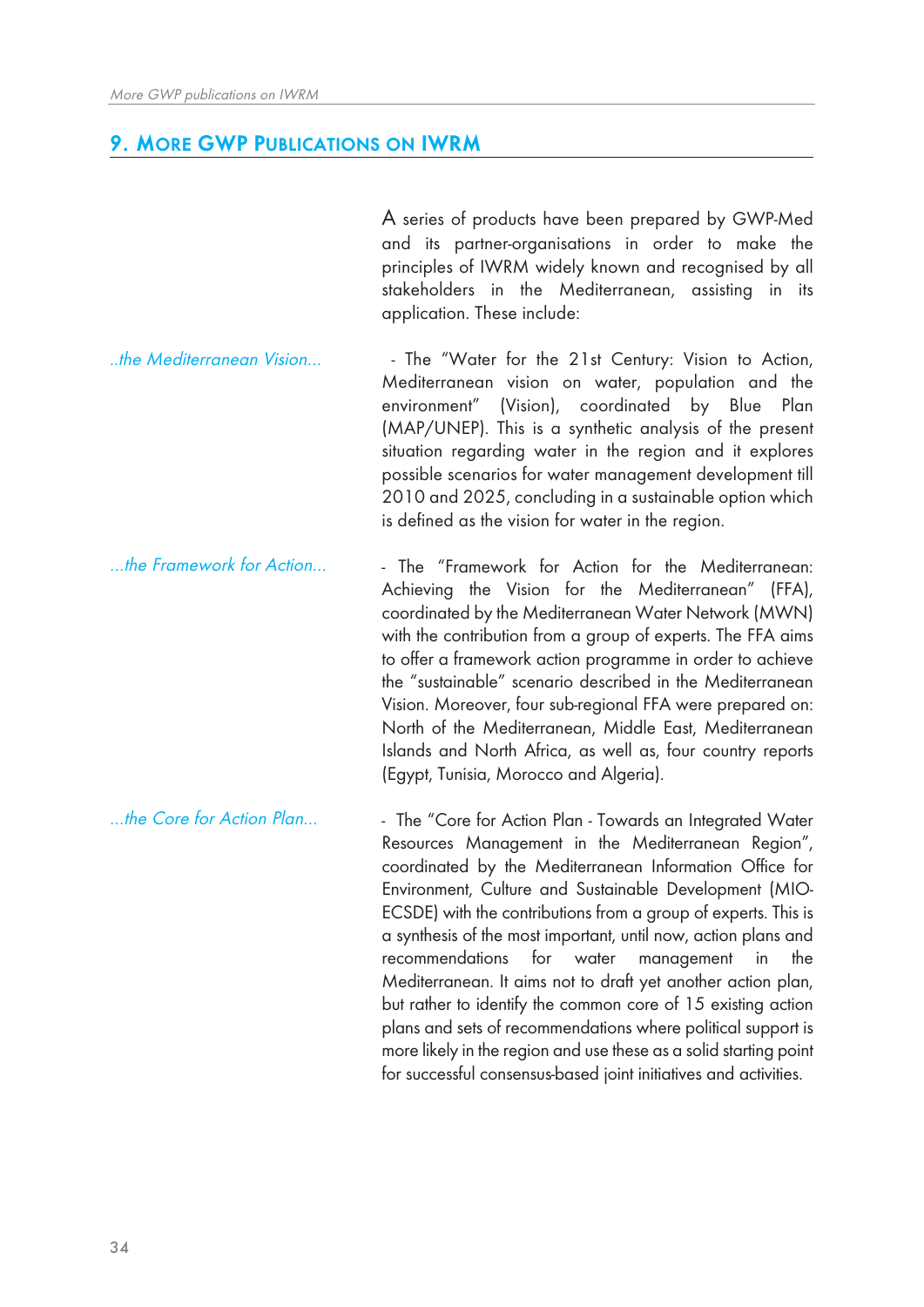## 9. More GWP Publications on IWRM

A series of products have been prepared by GWP-Med and its partner-organisations in order to make the principles of IWRM widely known and recognised by all stakeholders in the Mediterranean, assisting in its application. These include:

*..the Mediterranean Vision...*

- The "Water for the 21st Century: Vision to Action, Mediterranean vision on water, population and the environment" (Vision), coordinated by Blue Plan (MAP/UNEP). This is a synthetic analysis of the present situation regarding water in the region and it explores possible scenarios for water management development till 2010 and 2025, concluding in a sustainable option which is defined as the vision for water in the region.

*...the Framework for Action...*

- The "Framework for Action for the Mediterranean: Achieving the Vision for the Mediterranean" (FFA), coordinated by the Mediterranean Water Network (MWN) with the contribution from a group of experts. The FFA aims to offer a framework action programme in order to achieve the "sustainable" scenario described in the Mediterranean Vision. Moreover, four sub-regional FFA were prepared on: North of the Mediterranean, Middle East, Mediterranean Islands and North Africa, as well as, four country reports (Egypt, Tunisia, Morocco and Algeria).

*...the Core for Action Plan...*

- The "Core for Action Plan - Towards an Integrated Water Resources Management in the Mediterranean Region", coordinated by the Mediterranean Information Office for Environment, Culture and Sustainable Development (MIO-ECSDE) with the contributions from a group of experts. This is a synthesis of the most important, until now, action plans and recommendations for water management in the Mediterranean. It aims not to draft yet another action plan, but rather to identify the common core of 15 existing action plans and sets of recommendations where political support is more likely in the region and use these as a solid starting point for successful consensus-based joint initiatives and activities.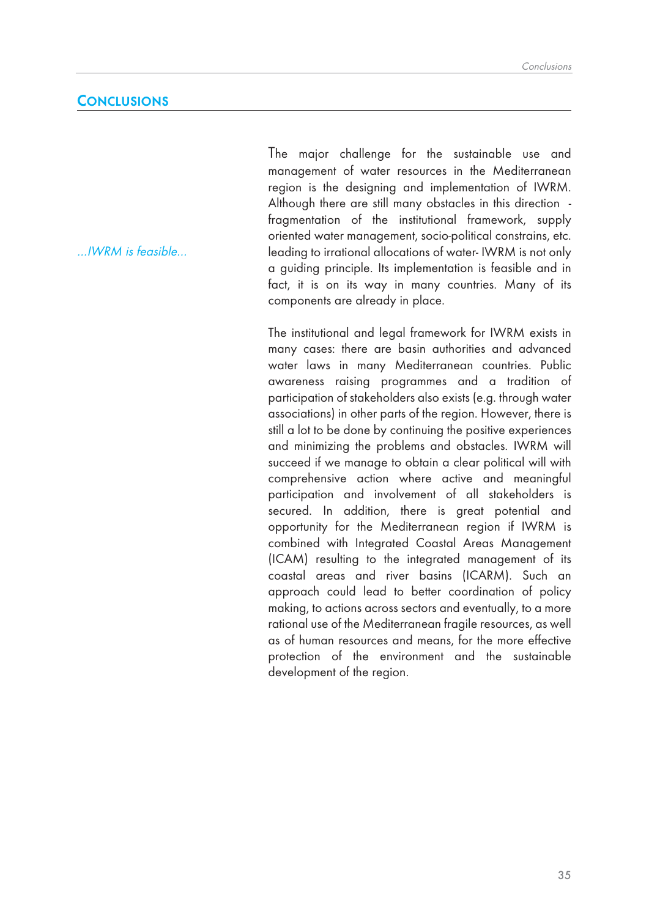## Conclusions

*...IWRM is feasible...*

The major challenge for the sustainable use and management of water resources in the Mediterranean region is the designing and implementation of IWRM. Although there are still many obstacles in this direction - fragmentation of the institutional framework, supply oriented water management, socio-political constrains, etc. leading to irrational allocations of water- IWRM is not only a guiding principle. Its implementation is feasible and in fact, it is on its way in many countries. Many of its components are already in place.

The institutional and legal framework for IWRM exists in many cases: there are basin authorities and advanced water laws in many Mediterranean countries. Public awareness raising programmes and a tradition of participation of stakeholders also exists (e.g. through water associations) in other parts of the region. However, there is still a lot to be done by continuing the positive experiences and minimizing the problems and obstacles. IWRM will succeed if we manage to obtain a clear political will with comprehensive action where active and meaningful participation and involvement of all stakeholders is secured. In addition, there is great potential and opportunity for the Mediterranean region if IWRM is combined with Integrated Coastal Areas Management (ICAM) resulting to the integrated management of its coastal areas and river basins (ICARM). Such an approach could lead to better coordination of policy making, to actions across sectors and eventually, to a more rational use of the Mediterranean fragile resources, as well as of human resources and means, for the more effective protection of the environment and the sustainable development of the region.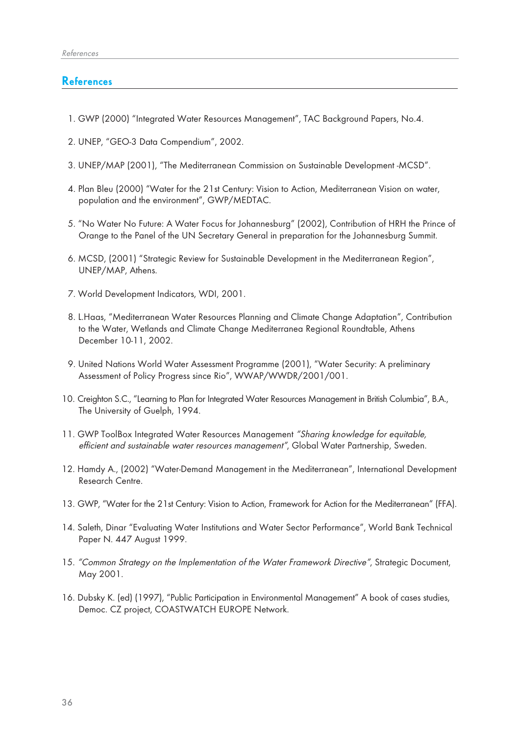# References

1. GWP (2000) "Integrated Water Resources Management", TAC Background Papers, No.4.

2. UNEP, "GEO-3 Data Compendium", 2002.

3. UNEP/MAP (2001), "The Mediterranean Commission on Sustainable Development -MCSD".

4. Plan Bleu (2000) "Water for the 21st Century: Vision to Action, Mediterranean Vision on water, population and the environment", GWP/MEDTAC.

5. "No Water No Future: A Water Focus for Johannesburg" (2002), Contribution of HRH the Prince of Orange to the Panel of the UN Secretary General in preparation for the Johannesburg Summit.

6. MCSD, (2001) "Strategic Review for Sustainable Development in the Mediterranean Region", UNEP/MAP, Athens.

7. World Development Indicators, WDI, 2001.

8. L.Haas, "Mediterranean Water Resources Planning and Climate Change Adaptation", Contribution to the Water, Wetlands and Climate Change Mediterranea Regional Roundtable, Athens December 10-11, 2002.

9. United Nations World Water Assessment Programme (2001), "Water Security: A preliminary Assessment of Policy Progress since Rio", WWAP/WWDR/2001/001.

10. Creighton S.C., "Learning to Plan for Integrated Water Resources Management in British Columbia", B.A., The University of Guelph, 1994.

11. GWP ToolBox Integrated Water Resources Management *"Sharing knowledge for equitable, efficient and sustainable water resources management"*, Global Water Partnership, Sweden.

12. Hamdy A., (2002) "Water-Demand Management in the Mediterranean", International Development Research Centre.

13. GWP, "Water for the 21st Century: Vision to Action, Framework for Action for the Mediterranean" (FFA).

14. Saleth, Dinar "Evaluating Water Institutions and Water Sector Performance", World Bank Technical Paper N. 447 August 1999.

15. *"Common Strategy on the Implementation of the Water Framework Directive"*, Strategic Document, May 2001.

16. Dubsky K. (ed) (1997), "Public Participation in Environmental Management" A book of cases studies, Democ. CZ project, COASTWATCH EUROPE Network.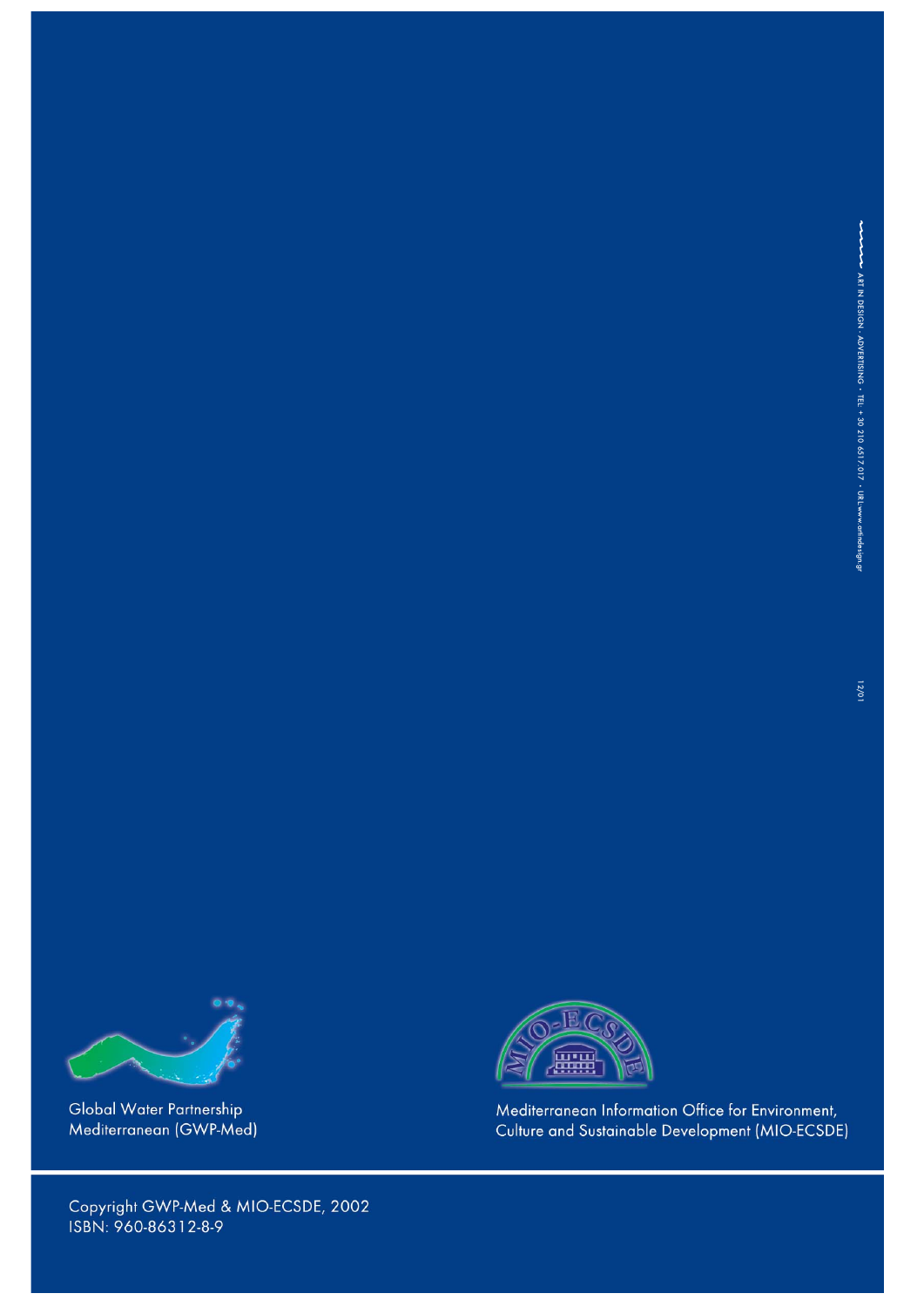Global Water Partnership
Mediterranean (GWP-Med)

Mediterranean Information Office for Environment,
Culture and Sustainable Development (MIO-ECSDE)

ART IN DESIGN · ADVERTISING · TEL: + 30 210 6517.017 · URL:www.artindesign.gr

12/01

Copyright GWP-Med & MIO-ECSDE, 2002
ISBN: 960-86312-8-9